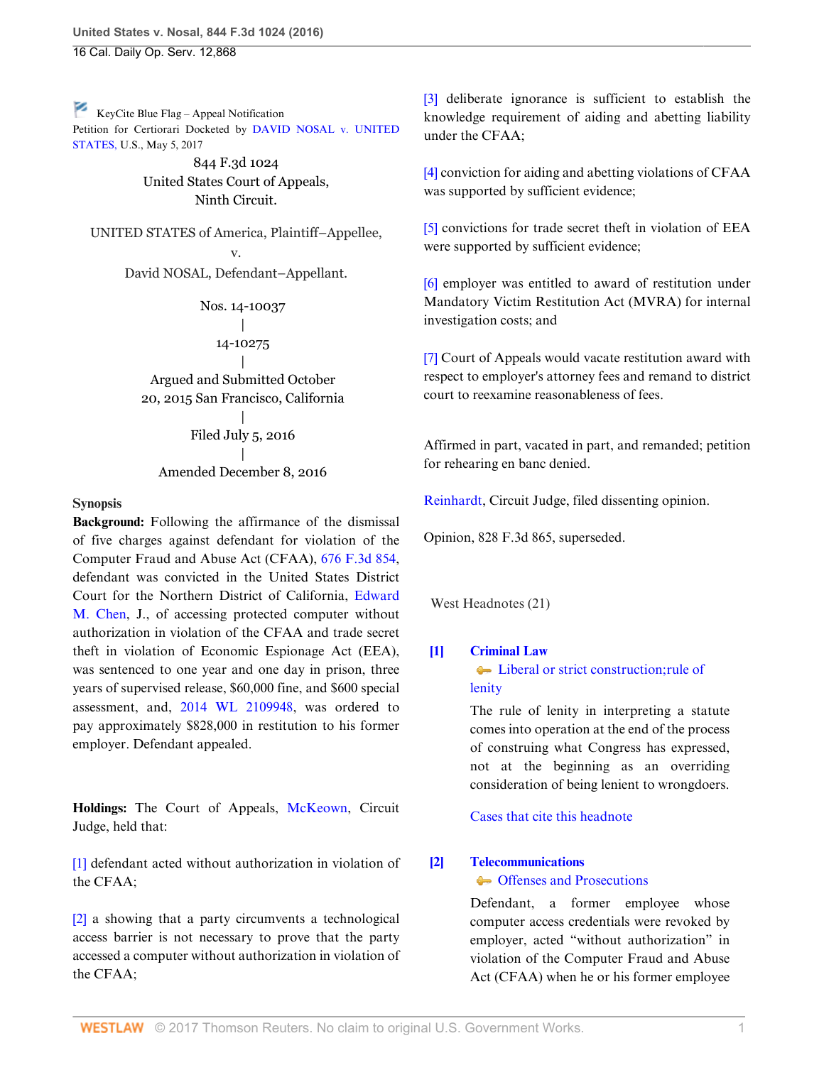KeyCite Blue Flag – Appeal Notification
Petition for Certiorari Docketed by DAVID NOSAL v. UNITED STATES, U.S., May 5, 2017

844 F.3d 1024
United States Court of Appeals,
Ninth Circuit.

UNITED STATES of America, Plaintiff–Appellee,
v.
David NOSAL, Defendant–Appellant.

Nos. 14-10037
|
14-10275
|
Argued and Submitted October 20, 2015 San Francisco, California
|
Filed July 5, 2016
|
Amended December 8, 2016

**Synopsis**

**Background:** Following the affirmance of the dismissal of five charges against defendant for violation of the Computer Fraud and Abuse Act (CFAA), 676 F.3d 854, defendant was convicted in the United States District Court for the Northern District of California, Edward M. Chen, J., of accessing protected computer without authorization in violation of the CFAA and trade secret theft in violation of Economic Espionage Act (EEA), was sentenced to one year and one day in prison, three years of supervised release, $60,000 fine, and $600 special assessment, and, 2014 WL 2109948, was ordered to pay approximately $828,000 in restitution to his former employer. Defendant appealed.

**Holdings:** The Court of Appeals, McKeown, Circuit Judge, held that:

[1] defendant acted without authorization in violation of the CFAA;

[2] a showing that a party circumvents a technological access barrier is not necessary to prove that the party accessed a computer without authorization in violation of the CFAA;

[3] deliberate ignorance is sufficient to establish the knowledge requirement of aiding and abetting liability under the CFAA;

[4] conviction for aiding and abetting violations of CFAA was supported by sufficient evidence;

[5] convictions for trade secret theft in violation of EEA were supported by sufficient evidence;

[6] employer was entitled to award of restitution under Mandatory Victim Restitution Act (MVRA) for internal investigation costs; and

[7] Court of Appeals would vacate restitution award with respect to employer's attorney fees and remand to district court to reexamine reasonableness of fees.

Affirmed in part, vacated in part, and remanded; petition for rehearing en banc denied.

Reinhardt, Circuit Judge, filed dissenting opinion.

Opinion, 828 F.3d 865, superseded.

West Headnotes (21)

**[1]** **Criminal Law**
Liberal or strict construction; rule of lenity

The rule of lenity in interpreting a statute comes into operation at the end of the process of construing what Congress has expressed, not at the beginning as an overriding consideration of being lenient to wrongdoers.

Cases that cite this headnote

**[2]** **Telecommunications**
Offenses and Prosecutions

Defendant, a former employee whose computer access credentials were revoked by employer, acted "without authorization" in violation of the Computer Fraud and Abuse Act (CFAA) when he or his former employee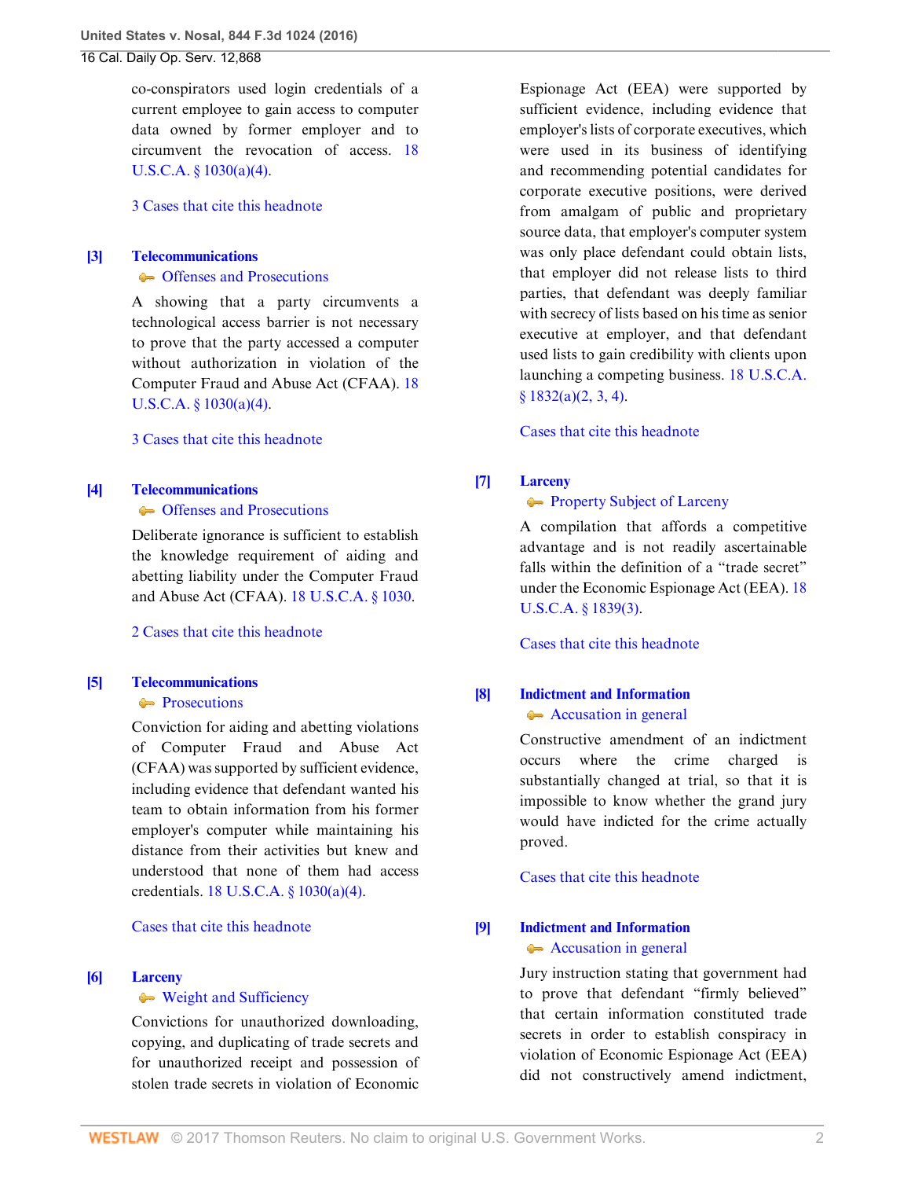co-conspirators used login credentials of a current employee to gain access to computer data owned by former employer and to circumvent the revocation of access. 18 U.S.C.A. § 1030(a)(4).

3 Cases that cite this headnote

**[3] Telecommunications**
Offenses and Prosecutions

A showing that a party circumvents a technological access barrier is not necessary to prove that the party accessed a computer without authorization in violation of the Computer Fraud and Abuse Act (CFAA). 18 U.S.C.A. § 1030(a)(4).

3 Cases that cite this headnote

**[4] Telecommunications**
Offenses and Prosecutions

Deliberate ignorance is sufficient to establish the knowledge requirement of aiding and abetting liability under the Computer Fraud and Abuse Act (CFAA). 18 U.S.C.A. § 1030.

2 Cases that cite this headnote

**[5] Telecommunications**
Prosecutions

Conviction for aiding and abetting violations of Computer Fraud and Abuse Act (CFAA) was supported by sufficient evidence, including evidence that defendant wanted his team to obtain information from his former employer's computer while maintaining his distance from their activities but knew and understood that none of them had access credentials. 18 U.S.C.A. § 1030(a)(4).

Cases that cite this headnote

**[6] Larceny**
Weight and Sufficiency

Convictions for unauthorized downloading, copying, and duplicating of trade secrets and for unauthorized receipt and possession of stolen trade secrets in violation of Economic Espionage Act (EEA) were supported by sufficient evidence, including evidence that employer's lists of corporate executives, which were used in its business of identifying and recommending potential candidates for corporate executive positions, were derived from amalgam of public and proprietary source data, that employer's computer system was only place defendant could obtain lists, that employer did not release lists to third parties, that defendant was deeply familiar with secrecy of lists based on his time as senior executive at employer, and that defendant used lists to gain credibility with clients upon launching a competing business. 18 U.S.C.A. § 1832(a)(2, 3, 4).

Cases that cite this headnote

**[7] Larceny**
Property Subject of Larceny

A compilation that affords a competitive advantage and is not readily ascertainable falls within the definition of a "trade secret" under the Economic Espionage Act (EEA). 18 U.S.C.A. § 1839(3).

Cases that cite this headnote

**[8] Indictment and Information**
Accusation in general

Constructive amendment of an indictment occurs where the crime charged is substantially changed at trial, so that it is impossible to know whether the grand jury would have indicted for the crime actually proved.

Cases that cite this headnote

**[9] Indictment and Information**
Accusation in general

Jury instruction stating that government had to prove that defendant "firmly believed" that certain information constituted trade secrets in order to establish conspiracy in violation of Economic Espionage Act (EEA) did not constructively amend indictment,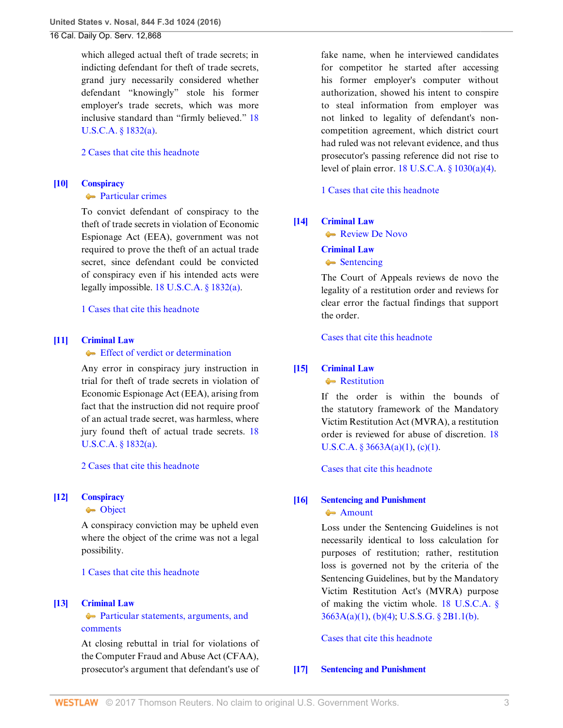which alleged actual theft of trade secrets; in indicting defendant for theft of trade secrets, grand jury necessarily considered whether defendant "knowingly" stole his former employer's trade secrets, which was more inclusive standard than "firmly believed." 18 U.S.C.A. § 1832(a).

2 Cases that cite this headnote

**[10] Conspiracy**
Particular crimes

To convict defendant of conspiracy to the theft of trade secrets in violation of Economic Espionage Act (EEA), government was not required to prove the theft of an actual trade secret, since defendant could be convicted of conspiracy even if his intended acts were legally impossible. 18 U.S.C.A. § 1832(a).

1 Cases that cite this headnote

**[11] Criminal Law**
Effect of verdict or determination

Any error in conspiracy jury instruction in trial for theft of trade secrets in violation of Economic Espionage Act (EEA), arising from fact that the instruction did not require proof of an actual trade secret, was harmless, where jury found theft of actual trade secrets. 18 U.S.C.A. § 1832(a).

2 Cases that cite this headnote

**[12] Conspiracy**
Object

A conspiracy conviction may be upheld even where the object of the crime was not a legal possibility.

1 Cases that cite this headnote

**[13] Criminal Law**
Particular statements, arguments, and comments

At closing rebuttal in trial for violations of the Computer Fraud and Abuse Act (CFAA), prosecutor's argument that defendant's use of fake name, when he interviewed candidates for competitor he started after accessing his former employer's computer without authorization, showed his intent to conspire to steal information from employer was not linked to legality of defendant's non-competition agreement, which district court had ruled was not relevant evidence, and thus prosecutor's passing reference did not rise to level of plain error. 18 U.S.C.A. § 1030(a)(4).

1 Cases that cite this headnote

**[14] Criminal Law**
Review De Novo

**Criminal Law**
Sentencing

The Court of Appeals reviews de novo the legality of a restitution order and reviews for clear error the factual findings that support the order.

Cases that cite this headnote

**[15] Criminal Law**
Restitution

If the order is within the bounds of the statutory framework of the Mandatory Victim Restitution Act (MVRA), a restitution order is reviewed for abuse of discretion. 18 U.S.C.A. § 3663A(a)(1), (c)(1).

Cases that cite this headnote

**[16] Sentencing and Punishment**
Amount

Loss under the Sentencing Guidelines is not necessarily identical to loss calculation for purposes of restitution; rather, restitution loss is governed not by the criteria of the Sentencing Guidelines, but by the Mandatory Victim Restitution Act's (MVRA) purpose of making the victim whole. 18 U.S.C.A. § 3663A(a)(1), (b)(4); U.S.S.G. § 2B1.1(b).

Cases that cite this headnote

**[17] Sentencing and Punishment**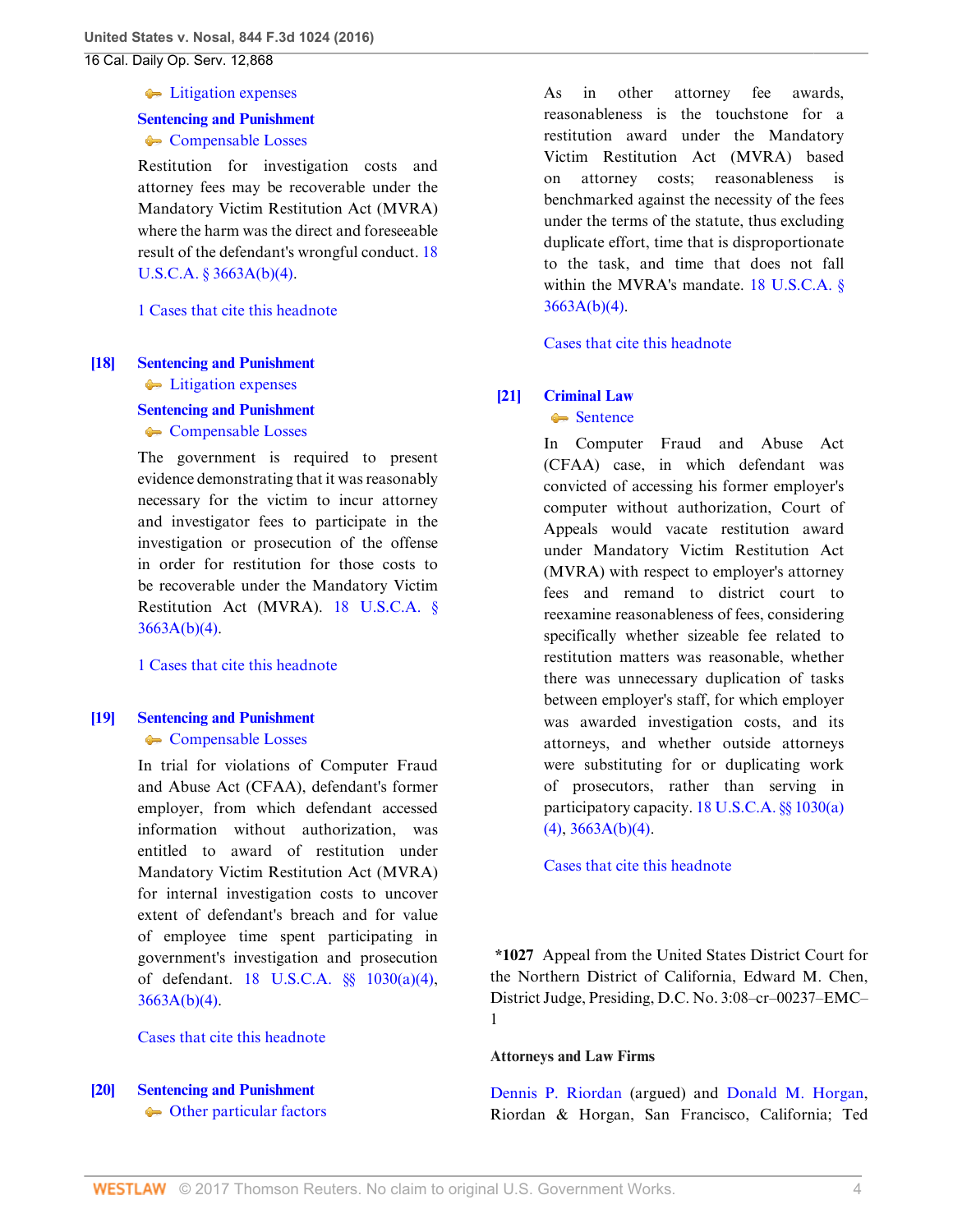Litigation expenses

**Sentencing and Punishment**
Compensable Losses

Restitution for investigation costs and attorney fees may be recoverable under the Mandatory Victim Restitution Act (MVRA) where the harm was the direct and foreseeable result of the defendant's wrongful conduct. 18 U.S.C.A. § 3663A(b)(4).

1 Cases that cite this headnote

**[18] Sentencing and Punishment**
Litigation expenses
**Sentencing and Punishment**
Compensable Losses

The government is required to present evidence demonstrating that it was reasonably necessary for the victim to incur attorney and investigator fees to participate in the investigation or prosecution of the offense in order for restitution for those costs to be recoverable under the Mandatory Victim Restitution Act (MVRA). 18 U.S.C.A. § 3663A(b)(4).

1 Cases that cite this headnote

**[19] Sentencing and Punishment**
Compensable Losses

In trial for violations of Computer Fraud and Abuse Act (CFAA), defendant's former employer, from which defendant accessed information without authorization, was entitled to award of restitution under Mandatory Victim Restitution Act (MVRA) for internal investigation costs to uncover extent of defendant's breach and for value of employee time spent participating in government's investigation and prosecution of defendant. 18 U.S.C.A. §§ 1030(a)(4), 3663A(b)(4).

Cases that cite this headnote

**[20] Sentencing and Punishment**
Other particular factors

As in other attorney fee awards, reasonableness is the touchstone for a restitution award under the Mandatory Victim Restitution Act (MVRA) based on attorney costs; reasonableness is benchmarked against the necessity of the fees under the terms of the statute, thus excluding duplicate effort, time that is disproportionate to the task, and time that does not fall within the MVRA's mandate. 18 U.S.C.A. § 3663A(b)(4).

Cases that cite this headnote

**[21] Criminal Law**
Sentence

In Computer Fraud and Abuse Act (CFAA) case, in which defendant was convicted of accessing his former employer's computer without authorization, Court of Appeals would vacate restitution award under Mandatory Victim Restitution Act (MVRA) with respect to employer's attorney fees and remand to district court to reexamine reasonableness of fees, considering specifically whether sizeable fee related to restitution matters was reasonable, whether there was unnecessary duplication of tasks between employer's staff, for which employer was awarded investigation costs, and its attorneys, and whether outside attorneys were substituting for or duplicating work of prosecutors, rather than serving in participatory capacity. 18 U.S.C.A. §§ 1030(a)(4), 3663A(b)(4).

Cases that cite this headnote

**\*1027** Appeal from the United States District Court for the Northern District of California, Edward M. Chen, District Judge, Presiding, D.C. No. 3:08–cr–00237–EMC–1

**Attorneys and Law Firms**

Dennis P. Riordan (argued) and Donald M. Horgan, Riordan & Horgan, San Francisco, California; Ted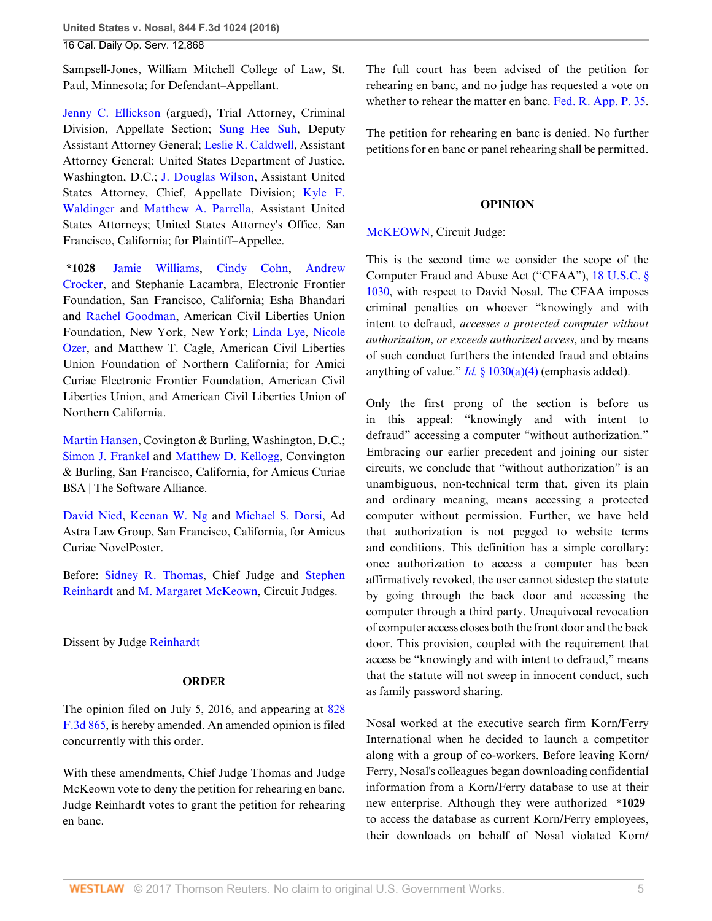Sampsell-Jones, William Mitchell College of Law, St. Paul, Minnesota; for Defendant–Appellant.

Jenny C. Ellickson (argued), Trial Attorney, Criminal Division, Appellate Section; Sung–Hee Suh, Deputy Assistant Attorney General; Leslie R. Caldwell, Assistant Attorney General; United States Department of Justice, Washington, D.C.; J. Douglas Wilson, Assistant United States Attorney, Chief, Appellate Division; Kyle F. Waldinger and Matthew A. Parrella, Assistant United States Attorneys; United States Attorney's Office, San Francisco, California; for Plaintiff–Appellee.

**\*1028** Jamie Williams, Cindy Cohn, Andrew Crocker, and Stephanie Lacambra, Electronic Frontier Foundation, San Francisco, California; Esha Bhandari and Rachel Goodman, American Civil Liberties Union Foundation, New York, New York; Linda Lye, Nicole Ozer, and Matthew T. Cagle, American Civil Liberties Union Foundation of Northern California; for Amici Curiae Electronic Frontier Foundation, American Civil Liberties Union, and American Civil Liberties Union of Northern California.

Martin Hansen, Covington & Burling, Washington, D.C.; Simon J. Frankel and Matthew D. Kellogg, Convington & Burling, San Francisco, California, for Amicus Curiae BSA | The Software Alliance.

David Nied, Keenan W. Ng and Michael S. Dorsi, Ad Astra Law Group, San Francisco, California, for Amicus Curiae NovelPoster.

Before: Sidney R. Thomas, Chief Judge and Stephen Reinhardt and M. Margaret McKeown, Circuit Judges.

Dissent by Judge Reinhardt

## ORDER

The opinion filed on July 5, 2016, and appearing at 828 F.3d 865, is hereby amended. An amended opinion is filed concurrently with this order.

With these amendments, Chief Judge Thomas and Judge McKeown vote to deny the petition for rehearing en banc. Judge Reinhardt votes to grant the petition for rehearing en banc.

The full court has been advised of the petition for rehearing en banc, and no judge has requested a vote on whether to rehear the matter en banc. Fed. R. App. P. 35.

The petition for rehearing en banc is denied. No further petitions for en banc or panel rehearing shall be permitted.

## OPINION

McKEOWN, Circuit Judge:

This is the second time we consider the scope of the Computer Fraud and Abuse Act ("CFAA"), 18 U.S.C. § 1030, with respect to David Nosal. The CFAA imposes criminal penalties on whoever "knowingly and with intent to defraud, *accesses a protected computer without authorization, or exceeds authorized access*, and by means of such conduct furthers the intended fraud and obtains anything of value." *Id.* § 1030(a)(4) (emphasis added).

Only the first prong of the section is before us in this appeal: "knowingly and with intent to defraud" accessing a computer "without authorization." Embracing our earlier precedent and joining our sister circuits, we conclude that "without authorization" is an unambiguous, non-technical term that, given its plain and ordinary meaning, means accessing a protected computer without permission. Further, we have held that authorization is not pegged to website terms and conditions. This definition has a simple corollary: once authorization to access a computer has been affirmatively revoked, the user cannot sidestep the statute by going through the back door and accessing the computer through a third party. Unequivocal revocation of computer access closes both the front door and the back door. This provision, coupled with the requirement that access be "knowingly and with intent to defraud," means that the statute will not sweep in innocent conduct, such as family password sharing.

Nosal worked at the executive search firm Korn/Ferry International when he decided to launch a competitor along with a group of co-workers. Before leaving Korn/Ferry, Nosal's colleagues began downloading confidential information from a Korn/Ferry database to use at their new enterprise. Although they were authorized **\*1029** to access the database as current Korn/Ferry employees, their downloads on behalf of Nosal violated Korn/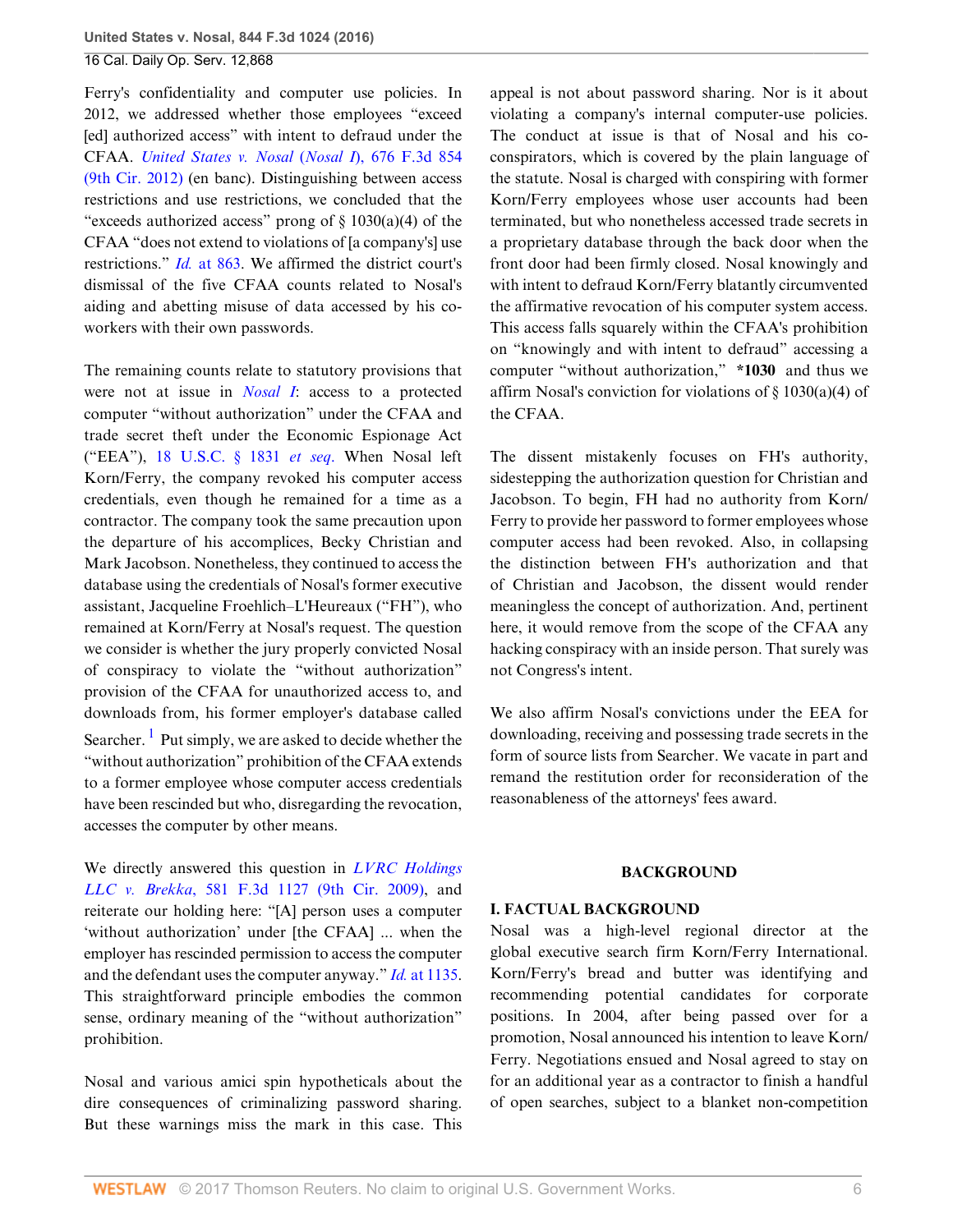Ferry's confidentiality and computer use policies. In 2012, we addressed whether those employees "exceed[ed] authorized access" with intent to defraud under the CFAA. *United States v. Nosal* (*Nosal I*), 676 F.3d 854 (9th Cir. 2012) (en banc). Distinguishing between access restrictions and use restrictions, we concluded that the "exceeds authorized access" prong of § 1030(a)(4) of the CFAA "does not extend to violations of [a company's] use restrictions." *Id.* at 863. We affirmed the district court's dismissal of the five CFAA counts related to Nosal's aiding and abetting misuse of data accessed by his co-workers with their own passwords.

The remaining counts relate to statutory provisions that were not at issue in *Nosal I*: access to a protected computer "without authorization" under the CFAA and trade secret theft under the Economic Espionage Act ("EEA"), 18 U.S.C. § 1831 *et seq*. When Nosal left Korn/Ferry, the company revoked his computer access credentials, even though he remained for a time as a contractor. The company took the same precaution upon the departure of his accomplices, Becky Christian and Mark Jacobson. Nonetheless, they continued to access the database using the credentials of Nosal's former executive assistant, Jacqueline Froehlich–L'Heureaux ("FH"), who remained at Korn/Ferry at Nosal's request. The question we consider is whether the jury properly convicted Nosal of conspiracy to violate the "without authorization" provision of the CFAA for unauthorized access to, and downloads from, his former employer's database called Searcher.[1] Put simply, we are asked to decide whether the "without authorization" prohibition of the CFAA extends to a former employee whose computer access credentials have been rescinded but who, disregarding the revocation, accesses the computer by other means.

We directly answered this question in *LVRC Holdings LLC v. Brekka*, 581 F.3d 1127 (9th Cir. 2009), and reiterate our holding here: "[A] person uses a computer 'without authorization' under [the CFAA] ... when the employer has rescinded permission to access the computer and the defendant uses the computer anyway." *Id.* at 1135. This straightforward principle embodies the common sense, ordinary meaning of the "without authorization" prohibition.

Nosal and various amici spin hypotheticals about the dire consequences of criminalizing password sharing. But these warnings miss the mark in this case. This appeal is not about password sharing. Nor is it about violating a company's internal computer-use policies. The conduct at issue is that of Nosal and his co-conspirators, which is covered by the plain language of the statute. Nosal is charged with conspiring with former Korn/Ferry employees whose user accounts had been terminated, but who nonetheless accessed trade secrets in a proprietary database through the back door when the front door had been firmly closed. Nosal knowingly and with intent to defraud Korn/Ferry blatantly circumvented the affirmative revocation of his computer system access. This access falls squarely within the CFAA's prohibition on "knowingly and with intent to defraud" accessing a computer "without authorization," **\*1030** and thus we affirm Nosal's conviction for violations of § 1030(a)(4) of the CFAA.

The dissent mistakenly focuses on FH's authority, sidestepping the authorization question for Christian and Jacobson. To begin, FH had no authority from Korn/Ferry to provide her password to former employees whose computer access had been revoked. Also, in collapsing the distinction between FH's authorization and that of Christian and Jacobson, the dissent would render meaningless the concept of authorization. And, pertinent here, it would remove from the scope of the CFAA any hacking conspiracy with an inside person. That surely was not Congress's intent.

We also affirm Nosal's convictions under the EEA for downloading, receiving and possessing trade secrets in the form of source lists from Searcher. We vacate in part and remand the restitution order for reconsideration of the reasonableness of the attorneys' fees award.

## BACKGROUND

### I. FACTUAL BACKGROUND

Nosal was a high-level regional director at the global executive search firm Korn/Ferry International. Korn/Ferry's bread and butter was identifying and recommending potential candidates for corporate positions. In 2004, after being passed over for a promotion, Nosal announced his intention to leave Korn/Ferry. Negotiations ensued and Nosal agreed to stay on for an additional year as a contractor to finish a handful of open searches, subject to a blanket non-competition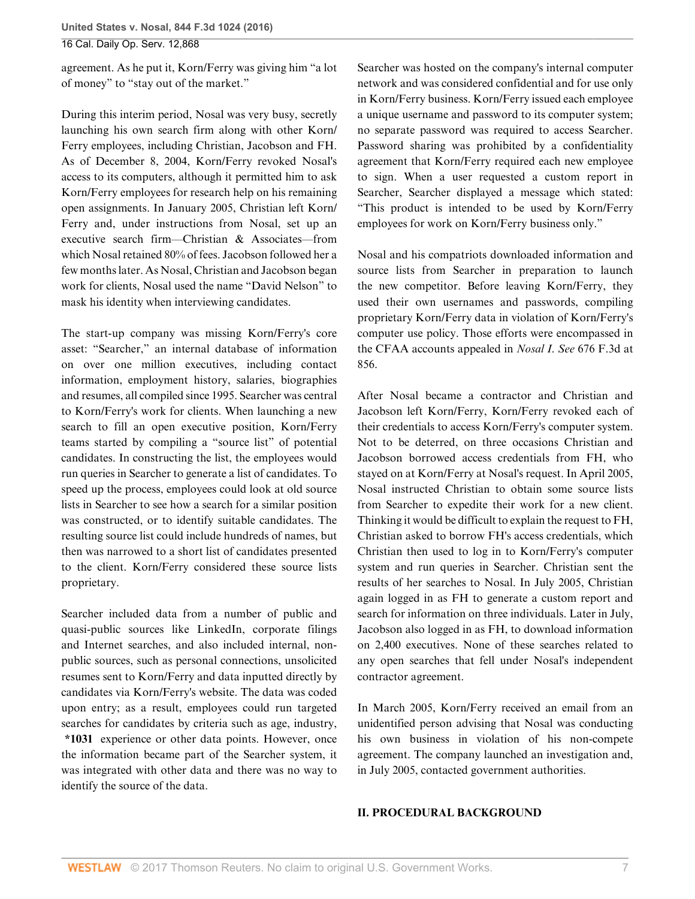agreement. As he put it, Korn/Ferry was giving him "a lot of money" to "stay out of the market."

During this interim period, Nosal was very busy, secretly launching his own search firm along with other Korn/Ferry employees, including Christian, Jacobson and FH. As of December 8, 2004, Korn/Ferry revoked Nosal's access to its computers, although it permitted him to ask Korn/Ferry employees for research help on his remaining open assignments. In January 2005, Christian left Korn/Ferry and, under instructions from Nosal, set up an executive search firm—Christian & Associates—from which Nosal retained 80% of fees. Jacobson followed her a few months later. As Nosal, Christian and Jacobson began work for clients, Nosal used the name "David Nelson" to mask his identity when interviewing candidates.

The start-up company was missing Korn/Ferry's core asset: "Searcher," an internal database of information on over one million executives, including contact information, employment history, salaries, biographies and resumes, all compiled since 1995. Searcher was central to Korn/Ferry's work for clients. When launching a new search to fill an open executive position, Korn/Ferry teams started by compiling a "source list" of potential candidates. In constructing the list, the employees would run queries in Searcher to generate a list of candidates. To speed up the process, employees could look at old source lists in Searcher to see how a search for a similar position was constructed, or to identify suitable candidates. The resulting source list could include hundreds of names, but then was narrowed to a short list of candidates presented to the client. Korn/Ferry considered these source lists proprietary.

Searcher included data from a number of public and quasi-public sources like LinkedIn, corporate filings and Internet searches, and also included internal, non-public sources, such as personal connections, unsolicited resumes sent to Korn/Ferry and data inputted directly by candidates via Korn/Ferry's website. The data was coded upon entry; as a result, employees could run targeted searches for candidates by criteria such as age, industry, **\*1031** experience or other data points. However, once the information became part of the Searcher system, it was integrated with other data and there was no way to identify the source of the data.

Searcher was hosted on the company's internal computer network and was considered confidential and for use only in Korn/Ferry business. Korn/Ferry issued each employee a unique username and password to its computer system; no separate password was required to access Searcher. Password sharing was prohibited by a confidentiality agreement that Korn/Ferry required each new employee to sign. When a user requested a custom report in Searcher, Searcher displayed a message which stated: "This product is intended to be used by Korn/Ferry employees for work on Korn/Ferry business only."

Nosal and his compatriots downloaded information and source lists from Searcher in preparation to launch the new competitor. Before leaving Korn/Ferry, they used their own usernames and passwords, compiling proprietary Korn/Ferry data in violation of Korn/Ferry's computer use policy. Those efforts were encompassed in the CFAA accounts appealed in *Nosal I*. *See* 676 F.3d at 856.

After Nosal became a contractor and Christian and Jacobson left Korn/Ferry, Korn/Ferry revoked each of their credentials to access Korn/Ferry's computer system. Not to be deterred, on three occasions Christian and Jacobson borrowed access credentials from FH, who stayed on at Korn/Ferry at Nosal's request. In April 2005, Nosal instructed Christian to obtain some source lists from Searcher to expedite their work for a new client. Thinking it would be difficult to explain the request to FH, Christian asked to borrow FH's access credentials, which Christian then used to log in to Korn/Ferry's computer system and run queries in Searcher. Christian sent the results of her searches to Nosal. In July 2005, Christian again logged in as FH to generate a custom report and search for information on three individuals. Later in July, Jacobson also logged in as FH, to download information on 2,400 executives. None of these searches related to any open searches that fell under Nosal's independent contractor agreement.

In March 2005, Korn/Ferry received an email from an unidentified person advising that Nosal was conducting his own business in violation of his non-compete agreement. The company launched an investigation and, in July 2005, contacted government authorities.

## II. PROCEDURAL BACKGROUND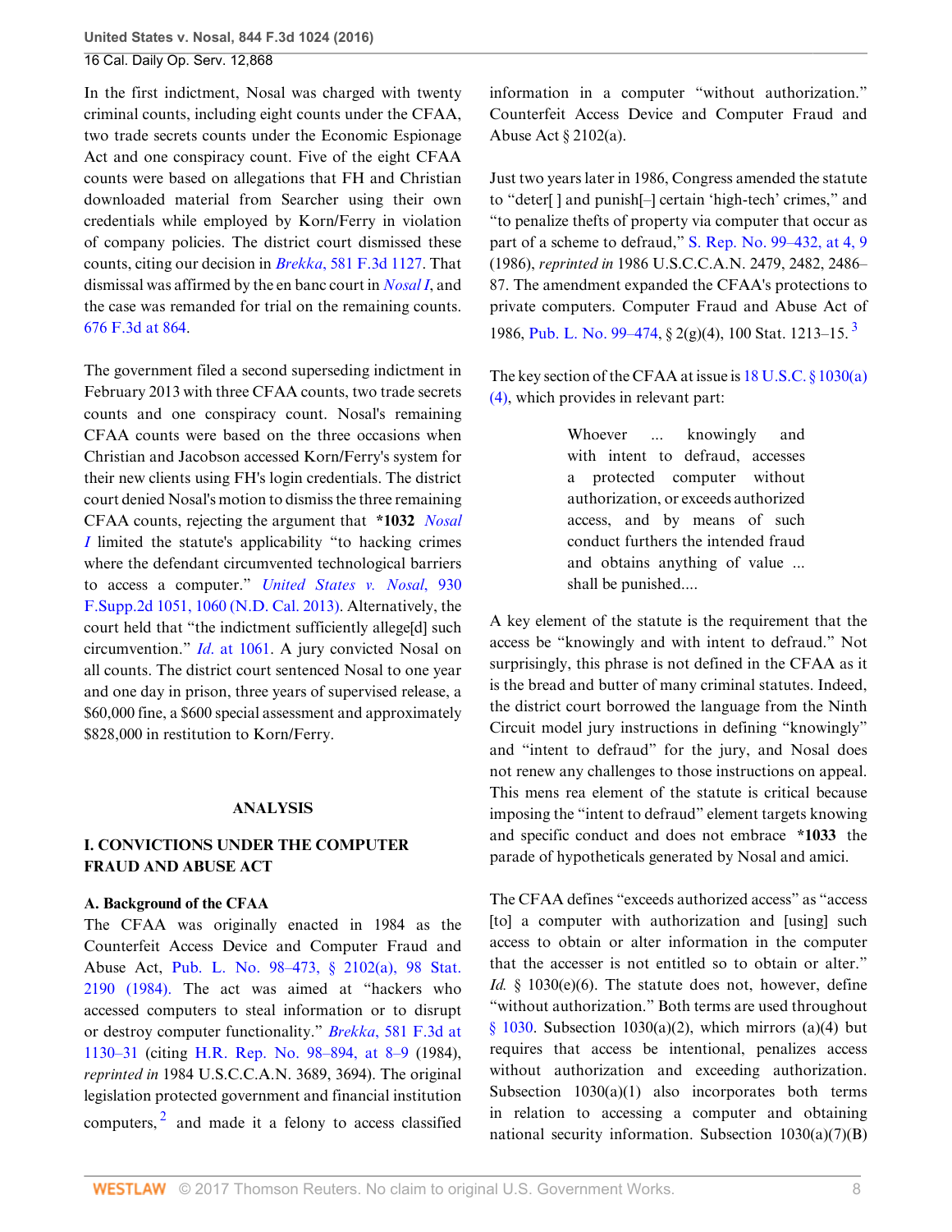In the first indictment, Nosal was charged with twenty criminal counts, including eight counts under the CFAA, two trade secrets counts under the Economic Espionage Act and one conspiracy count. Five of the eight CFAA counts were based on allegations that FH and Christian downloaded material from Searcher using their own credentials while employed by Korn/Ferry in violation of company policies. The district court dismissed these counts, citing our decision in *Brekka*, 581 F.3d 1127. That dismissal was affirmed by the en banc court in *Nosal I*, and the case was remanded for trial on the remaining counts. 676 F.3d at 864.

The government filed a second superseding indictment in February 2013 with three CFAA counts, two trade secrets counts and one conspiracy count. Nosal's remaining CFAA counts were based on the three occasions when Christian and Jacobson accessed Korn/Ferry's system for their new clients using FH's login credentials. The district court denied Nosal's motion to dismiss the three remaining CFAA counts, rejecting the argument that **\*1032** *Nosal I* limited the statute's applicability "to hacking crimes where the defendant circumvented technological barriers to access a computer." *United States v. Nosal*, 930 F.Supp.2d 1051, 1060 (N.D. Cal. 2013). Alternatively, the court held that "the indictment sufficiently allege[d] such circumvention." *Id.* at 1061. A jury convicted Nosal on all counts. The district court sentenced Nosal to one year and one day in prison, three years of supervised release, a $60,000 fine, a $600 special assessment and approximately $828,000 in restitution to Korn/Ferry.

## ANALYSIS

### I. CONVICTIONS UNDER THE COMPUTER FRAUD AND ABUSE ACT

#### A. Background of the CFAA

The CFAA was originally enacted in 1984 as the Counterfeit Access Device and Computer Fraud and Abuse Act, Pub. L. No. 98–473, § 2102(a), 98 Stat. 2190 (1984). The act was aimed at "hackers who accessed computers to steal information or to disrupt or destroy computer functionality." *Brekka*, 581 F.3d at 1130–31 (citing H.R. Rep. No. 98–894, at 8–9 (1984), *reprinted in* 1984 U.S.C.C.A.N. 3689, 3694). The original legislation protected government and financial institution computers,[2] and made it a felony to access classified information in a computer "without authorization." Counterfeit Access Device and Computer Fraud and Abuse Act § 2102(a).

Just two years later in 1986, Congress amended the statute to "deter[ ] and punish[–] certain 'high-tech' crimes," and "to penalize thefts of property via computer that occur as part of a scheme to defraud," S. Rep. No. 99–432, at 4, 9 (1986), *reprinted in* 1986 U.S.C.C.A.N. 2479, 2482, 2486–87. The amendment expanded the CFAA's protections to private computers. Computer Fraud and Abuse Act of 1986, Pub. L. No. 99–474, § 2(g)(4), 100 Stat. 1213–15.[3]

The key section of the CFAA at issue is 18 U.S.C. § 1030(a)(4), which provides in relevant part:

> Whoever ... knowingly and with intent to defraud, accesses a protected computer without authorization, or exceeds authorized access, and by means of such conduct furthers the intended fraud and obtains anything of value ... shall be punished....

A key element of the statute is the requirement that the access be "knowingly and with intent to defraud." Not surprisingly, this phrase is not defined in the CFAA as it is the bread and butter of many criminal statutes. Indeed, the district court borrowed the language from the Ninth Circuit model jury instructions in defining "knowingly" and "intent to defraud" for the jury, and Nosal does not renew any challenges to those instructions on appeal. This mens rea element of the statute is critical because imposing the "intent to defraud" element targets knowing and specific conduct and does not embrace **\*1033** the parade of hypotheticals generated by Nosal and amici.

The CFAA defines "exceeds authorized access" as "access [to] a computer with authorization and [using] such access to obtain or alter information in the computer that the accesser is not entitled so to obtain or alter." *Id.* § 1030(e)(6). The statute does not, however, define "without authorization." Both terms are used throughout § 1030. Subsection 1030(a)(2), which mirrors (a)(4) but requires that access be intentional, penalizes access without authorization and exceeding authorization. Subsection 1030(a)(1) also incorporates both terms in relation to accessing a computer and obtaining national security information. Subsection 1030(a)(7)(B)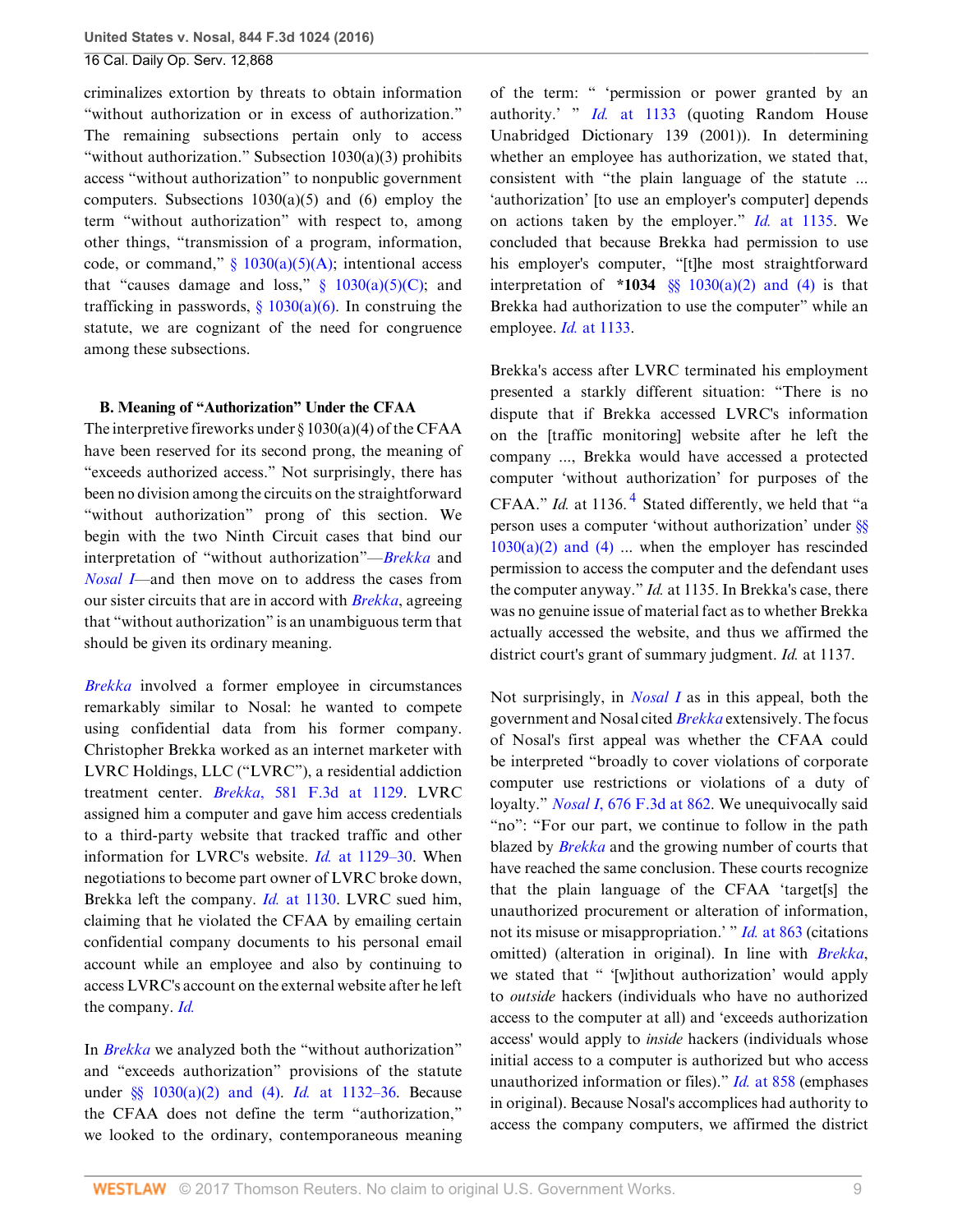criminalizes extortion by threats to obtain information "without authorization or in excess of authorization." The remaining subsections pertain only to access "without authorization." Subsection 1030(a)(3) prohibits access "without authorization" to nonpublic government computers. Subsections 1030(a)(5) and (6) employ the term "without authorization" with respect to, among other things, "transmission of a program, information, code, or command," § 1030(a)(5)(A); intentional access that "causes damage and loss," § 1030(a)(5)(C); and trafficking in passwords, § 1030(a)(6). In construing the statute, we are cognizant of the need for congruence among these subsections.

### B. Meaning of "Authorization" Under the CFAA

The interpretive fireworks under § 1030(a)(4) of the CFAA have been reserved for its second prong, the meaning of "exceeds authorized access." Not surprisingly, there has been no division among the circuits on the straightforward "without authorization" prong of this section. We begin with the two Ninth Circuit cases that bind our interpretation of "without authorization"—*Brekka* and *Nosal I*—and then move on to address the cases from our sister circuits that are in accord with *Brekka*, agreeing that "without authorization" is an unambiguous term that should be given its ordinary meaning.

*Brekka* involved a former employee in circumstances remarkably similar to Nosal: he wanted to compete using confidential data from his former company. Christopher Brekka worked as an internet marketer with LVRC Holdings, LLC ("LVRC"), a residential addiction treatment center. *Brekka*, 581 F.3d at 1129. LVRC assigned him a computer and gave him access credentials to a third-party website that tracked traffic and other information for LVRC's website. *Id.* at 1129–30. When negotiations to become part owner of LVRC broke down, Brekka left the company. *Id.* at 1130. LVRC sued him, claiming that he violated the CFAA by emailing certain confidential company documents to his personal email account while an employee and also by continuing to access LVRC's account on the external website after he left the company. *Id.*

In *Brekka* we analyzed both the "without authorization" and "exceeds authorization" provisions of the statute under §§ 1030(a)(2) and (4). *Id.* at 1132–36. Because the CFAA does not define the term "authorization," we looked to the ordinary, contemporaneous meaning of the term: " 'permission or power granted by an authority.' " *Id.* at 1133 (quoting Random House Unabridged Dictionary 139 (2001)). In determining whether an employee has authorization, we stated that, consistent with "the plain language of the statute ... 'authorization' [to use an employer's computer] depends on actions taken by the employer." *Id.* at 1135. We concluded that because Brekka had permission to use his employer's computer, "[t]he most straightforward interpretation of **\*1034** §§ 1030(a)(2) and (4) is that Brekka had authorization to use the computer" while an employee. *Id.* at 1133.

Brekka's access after LVRC terminated his employment presented a starkly different situation: "There is no dispute that if Brekka accessed LVRC's information on the [traffic monitoring] website after he left the company ..., Brekka would have accessed a protected computer 'without authorization' for purposes of the CFAA." *Id.* at 1136.[4] Stated differently, we held that "a person uses a computer 'without authorization' under §§ 1030(a)(2) and (4) ... when the employer has rescinded permission to access the computer and the defendant uses the computer anyway." *Id.* at 1135. In Brekka's case, there was no genuine issue of material fact as to whether Brekka actually accessed the website, and thus we affirmed the district court's grant of summary judgment. *Id.* at 1137.

Not surprisingly, in *Nosal I* as in this appeal, both the government and Nosal cited *Brekka* extensively. The focus of Nosal's first appeal was whether the CFAA could be interpreted "broadly to cover violations of corporate computer use restrictions or violations of a duty of loyalty." *Nosal I*, 676 F.3d at 862. We unequivocally said "no": "For our part, we continue to follow in the path blazed by *Brekka* and the growing number of courts that have reached the same conclusion. These courts recognize that the plain language of the CFAA 'target[s] the unauthorized procurement or alteration of information, not its misuse or misappropriation.' " *Id.* at 863 (citations omitted) (alteration in original). In line with *Brekka*, we stated that " '[w]ithout authorization' would apply to *outside* hackers (individuals who have no authorized access to the computer at all) and 'exceeds authorization access' would apply to *inside* hackers (individuals whose initial access to a computer is authorized but who access unauthorized information or files)." *Id.* at 858 (emphases in original). Because Nosal's accomplices had authority to access the company computers, we affirmed the district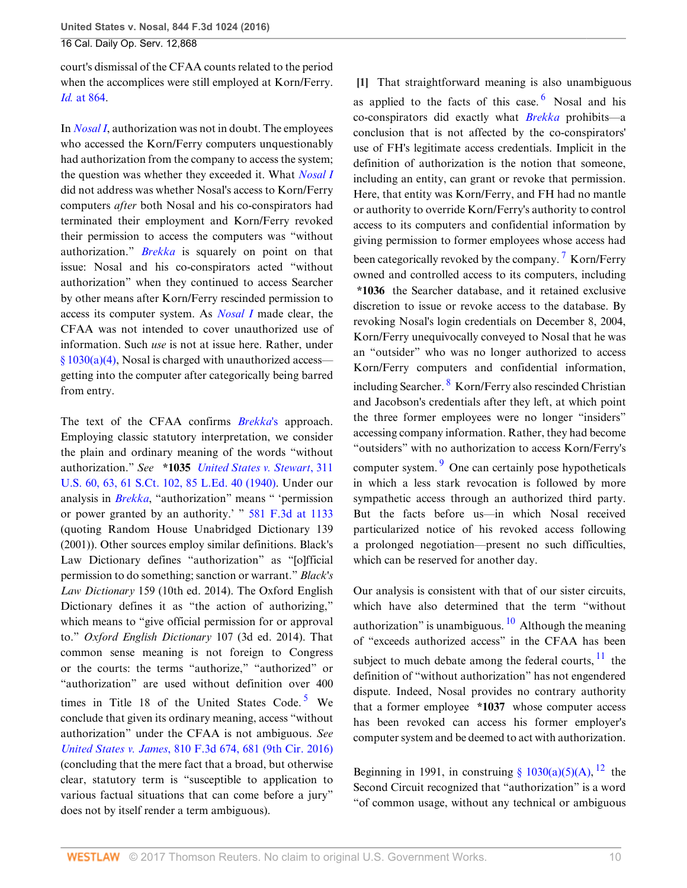court's dismissal of the CFAA counts related to the period when the accomplices were still employed at Korn/Ferry. *Id.* at 864.

In *Nosal I*, authorization was not in doubt. The employees who accessed the Korn/Ferry computers unquestionably had authorization from the company to access the system; the question was whether they exceeded it. What *Nosal I* did not address was whether Nosal's access to Korn/Ferry computers *after* both Nosal and his co-conspirators had terminated their employment and Korn/Ferry revoked their permission to access the computers was "without authorization." *Brekka* is squarely on point on that issue: Nosal and his co-conspirators acted "without authorization" when they continued to access Searcher by other means after Korn/Ferry rescinded permission to access its computer system. As *Nosal I* made clear, the CFAA was not intended to cover unauthorized use of information. Such *use* is not at issue here. Rather, under § 1030(a)(4), Nosal is charged with unauthorized access—getting into the computer after categorically being barred from entry.

The text of the CFAA confirms *Brekka*'s approach. Employing classic statutory interpretation, we consider the plain and ordinary meaning of the words "without authorization." *See* **\*1035** *United States v. Stewart*, 311 U.S. 60, 63, 61 S.Ct. 102, 85 L.Ed. 40 (1940). Under our analysis in *Brekka*, "authorization" means " 'permission or power granted by an authority.' " 581 F.3d at 1133 (quoting Random House Unabridged Dictionary 139 (2001)). Other sources employ similar definitions. Black's Law Dictionary defines "authorization" as "[o]fficial permission to do something; sanction or warrant." *Black's Law Dictionary* 159 (10th ed. 2014). The Oxford English Dictionary defines it as "the action of authorizing," which means to "give official permission for or approval to." *Oxford English Dictionary* 107 (3d ed. 2014). That common sense meaning is not foreign to Congress or the courts: the terms "authorize," "authorized" or "authorization" are used without definition over 400 times in Title 18 of the United States Code.[5] We conclude that given its ordinary meaning, access "without authorization" under the CFAA is not ambiguous. *See* *United States v. James*, 810 F.3d 674, 681 (9th Cir. 2016) (concluding that the mere fact that a broad, but otherwise clear, statutory term is "susceptible to application to various factual situations that can come before a jury" does not by itself render a term ambiguous).

**[1]** That straightforward meaning is also unambiguous as applied to the facts of this case.[6] Nosal and his co-conspirators did exactly what *Brekka* prohibits—a conclusion that is not affected by the co-conspirators' use of FH's legitimate access credentials. Implicit in the definition of authorization is the notion that someone, including an entity, can grant or revoke that permission. Here, that entity was Korn/Ferry, and FH had no mantle or authority to override Korn/Ferry's authority to control access to its computers and confidential information by giving permission to former employees whose access had been categorically revoked by the company.[7] Korn/Ferry owned and controlled access to its computers, including **\*1036** the Searcher database, and it retained exclusive discretion to issue or revoke access to the database. By revoking Nosal's login credentials on December 8, 2004, Korn/Ferry unequivocally conveyed to Nosal that he was an "outsider" who was no longer authorized to access Korn/Ferry computers and confidential information, including Searcher.[8] Korn/Ferry also rescinded Christian and Jacobson's credentials after they left, at which point the three former employees were no longer "insiders" accessing company information. Rather, they had become "outsiders" with no authorization to access Korn/Ferry's computer system.[9] One can certainly pose hypotheticals in which a less stark revocation is followed by more sympathetic access through an authorized third party. But the facts before us—in which Nosal received particularized notice of his revoked access following a prolonged negotiation—present no such difficulties, which can be reserved for another day.

Our analysis is consistent with that of our sister circuits, which have also determined that the term "without authorization" is unambiguous.[10] Although the meaning of "exceeds authorized access" in the CFAA has been subject to much debate among the federal courts,[11] the definition of "without authorization" has not engendered dispute. Indeed, Nosal provides no contrary authority that a former employee **\*1037** whose computer access has been revoked can access his former employer's computer system and be deemed to act with authorization.

Beginning in 1991, in construing § 1030(a)(5)(A),[12] the Second Circuit recognized that "authorization" is a word "of common usage, without any technical or ambiguous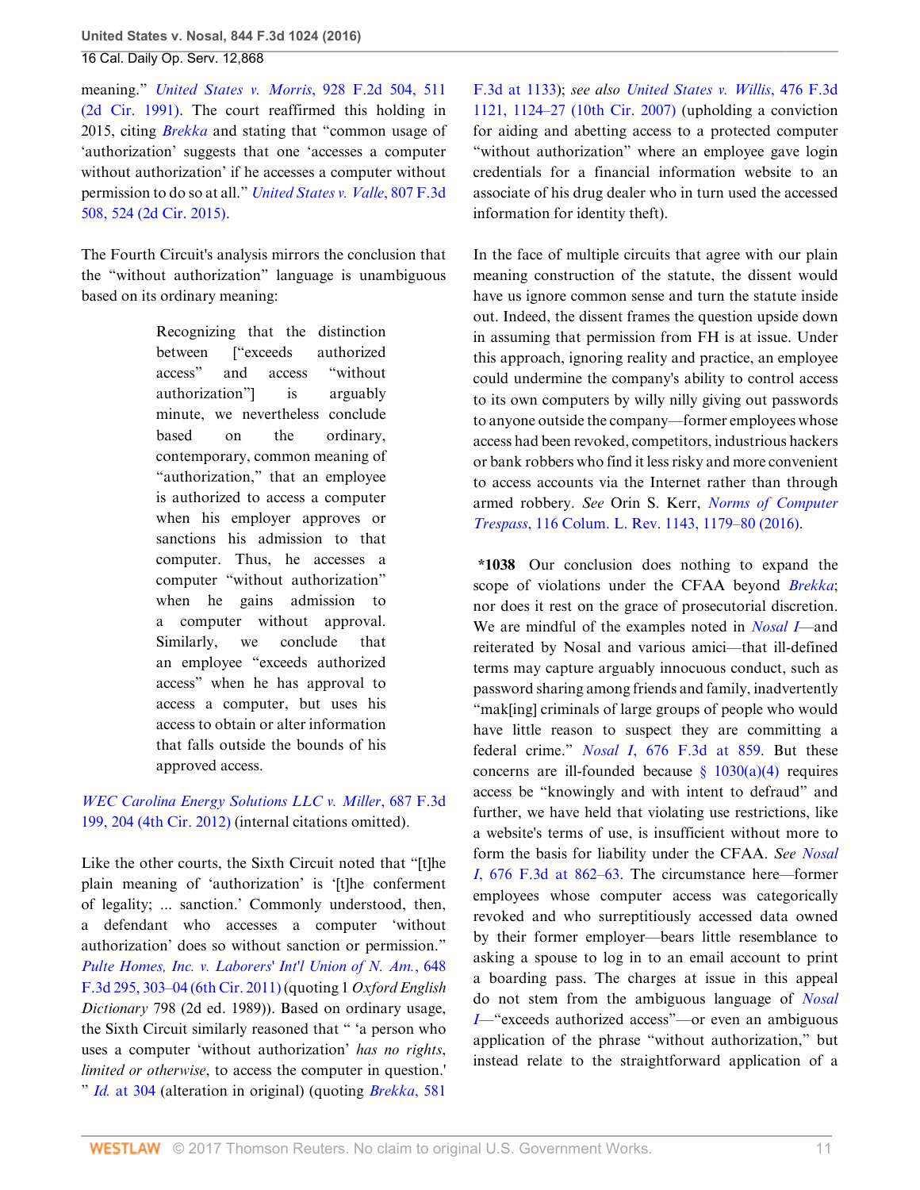meaning." *United States v. Morris*, 928 F.2d 504, 511 (2d Cir. 1991). The court reaffirmed this holding in 2015, citing *Brekka* and stating that "common usage of 'authorization' suggests that one 'accesses a computer without authorization' if he accesses a computer without permission to do so at all." *United States v. Valle*, 807 F.3d 508, 524 (2d Cir. 2015).

The Fourth Circuit's analysis mirrors the conclusion that the "without authorization" language is unambiguous based on its ordinary meaning:

> Recognizing that the distinction between ["exceeds authorized access" and access "without authorization"] is arguably minute, we nevertheless conclude based on the ordinary, contemporary, common meaning of "authorization," that an employee is authorized to access a computer when his employer approves or sanctions his admission to that computer. Thus, he accesses a computer "without authorization" when he gains admission to a computer without approval. Similarly, we conclude that an employee "exceeds authorized access" when he has approval to access a computer, but uses his access to obtain or alter information that falls outside the bounds of his approved access.

*WEC Carolina Energy Solutions LLC v. Miller*, 687 F.3d 199, 204 (4th Cir. 2012) (internal citations omitted).

Like the other courts, the Sixth Circuit noted that "[t]he plain meaning of 'authorization' is '[t]he conferment of legality; ... sanction.' Commonly understood, then, a defendant who accesses a computer 'without authorization' does so without sanction or permission." *Pulte Homes, Inc. v. Laborers' Int'l Union of N. Am.*, 648 F.3d 295, 303–04 (6th Cir. 2011) (quoting 1 *Oxford English Dictionary* 798 (2d ed. 1989)). Based on ordinary usage, the Sixth Circuit similarly reasoned that " 'a person who uses a computer 'without authorization' *has no rights, limited or otherwise*, to access the computer in question.' " *Id.* at 304 (alteration in original) (quoting *Brekka*, 581 F.3d at 1133); *see also United States v. Willis*, 476 F.3d 1121, 1124–27 (10th Cir. 2007) (upholding a conviction for aiding and abetting access to a protected computer "without authorization" where an employee gave login credentials for a financial information website to an associate of his drug dealer who in turn used the accessed information for identity theft).

In the face of multiple circuits that agree with our plain meaning construction of the statute, the dissent would have us ignore common sense and turn the statute inside out. Indeed, the dissent frames the question upside down in assuming that permission from FH is at issue. Under this approach, ignoring reality and practice, an employee could undermine the company's ability to control access to its own computers by willy nilly giving out passwords to anyone outside the company—former employees whose access had been revoked, competitors, industrious hackers or bank robbers who find it less risky and more convenient to access accounts via the Internet rather than through armed robbery. *See* Orin S. Kerr, *Norms of Computer Trespass*, 116 Colum. L. Rev. 1143, 1179–80 (2016).

**\*1038** Our conclusion does nothing to expand the scope of violations under the CFAA beyond *Brekka*; nor does it rest on the grace of prosecutorial discretion. We are mindful of the examples noted in *Nosal I*—and reiterated by Nosal and various amici—that ill-defined terms may capture arguably innocuous conduct, such as password sharing among friends and family, inadvertently "mak[ing] criminals of large groups of people who would have little reason to suspect they are committing a federal crime." *Nosal I*, 676 F.3d at 859. But these concerns are ill-founded because § 1030(a)(4) requires access be "knowingly and with intent to defraud" and further, we have held that violating use restrictions, like a website's terms of use, is insufficient without more to form the basis for liability under the CFAA. *See Nosal I*, 676 F.3d at 862–63. The circumstance here—former employees whose computer access was categorically revoked and who surreptitiously accessed data owned by their former employer—bears little resemblance to asking a spouse to log in to an email account to print a boarding pass. The charges at issue in this appeal do not stem from the ambiguous language of *Nosal I*—"exceeds authorized access"—or even an ambiguous application of the phrase "without authorization," but instead relate to the straightforward application of a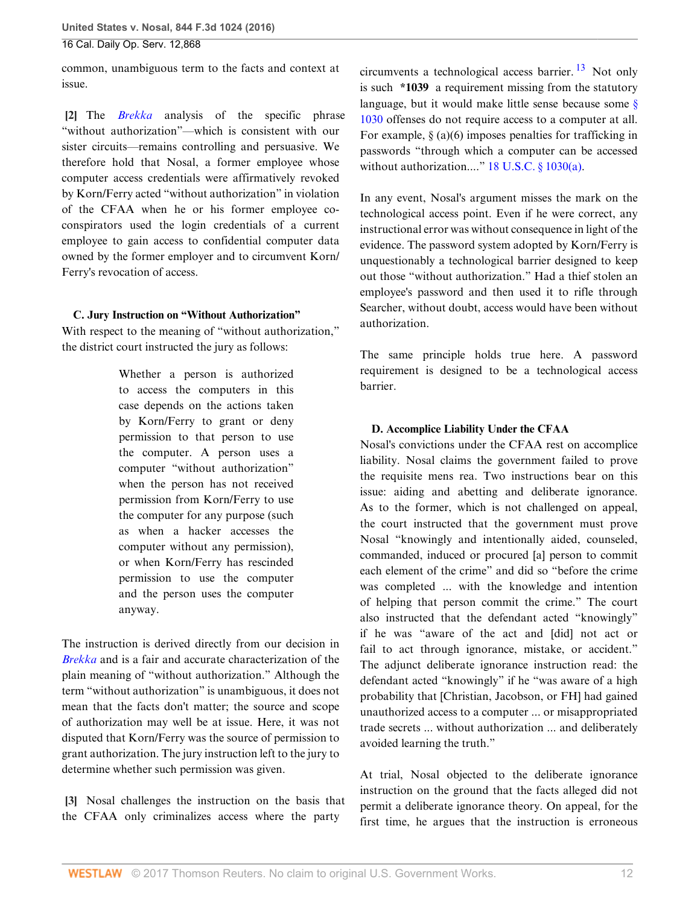common, unambiguous term to the facts and context at issue.

**[2]** The *Brekka* analysis of the specific phrase "without authorization"—which is consistent with our sister circuits—remains controlling and persuasive. We therefore hold that Nosal, a former employee whose computer access credentials were affirmatively revoked by Korn/Ferry acted "without authorization" in violation of the CFAA when he or his former employee co-conspirators used the login credentials of a current employee to gain access to confidential computer data owned by the former employer and to circumvent Korn/Ferry's revocation of access.

### C. Jury Instruction on "Without Authorization"

With respect to the meaning of "without authorization," the district court instructed the jury as follows:

> Whether a person is authorized to access the computers in this case depends on the actions taken by Korn/Ferry to grant or deny permission to that person to use the computer. A person uses a computer "without authorization" when the person has not received permission from Korn/Ferry to use the computer for any purpose (such as when a hacker accesses the computer without any permission), or when Korn/Ferry has rescinded permission to use the computer and the person uses the computer anyway.

The instruction is derived directly from our decision in *Brekka* and is a fair and accurate characterization of the plain meaning of "without authorization." Although the term "without authorization" is unambiguous, it does not mean that the facts don't matter; the source and scope of authorization may well be at issue. Here, it was not disputed that Korn/Ferry was the source of permission to grant authorization. The jury instruction left to the jury to determine whether such permission was given.

**[3]** Nosal challenges the instruction on the basis that the CFAA only criminalizes access where the party circumvents a technological access barrier.[13] Not only is such **\*1039** a requirement missing from the statutory language, but it would make little sense because some § 1030 offenses do not require access to a computer at all. For example, § (a)(6) imposes penalties for trafficking in passwords "through which a computer can be accessed without authorization...." 18 U.S.C. § 1030(a).

In any event, Nosal's argument misses the mark on the technological access point. Even if he were correct, any instructional error was without consequence in light of the evidence. The password system adopted by Korn/Ferry is unquestionably a technological barrier designed to keep out those "without authorization." Had a thief stolen an employee's password and then used it to rifle through Searcher, without doubt, access would have been without authorization.

The same principle holds true here. A password requirement is designed to be a technological access barrier.

### D. Accomplice Liability Under the CFAA

Nosal's convictions under the CFAA rest on accomplice liability. Nosal claims the government failed to prove the requisite mens rea. Two instructions bear on this issue: aiding and abetting and deliberate ignorance. As to the former, which is not challenged on appeal, the court instructed that the government must prove Nosal "knowingly and intentionally aided, counseled, commanded, induced or procured [a] person to commit each element of the crime" and did so "before the crime was completed ... with the knowledge and intention of helping that person commit the crime." The court also instructed that the defendant acted "knowingly" if he was "aware of the act and [did] not act or fail to act through ignorance, mistake, or accident." The adjunct deliberate ignorance instruction read: the defendant acted "knowingly" if he "was aware of a high probability that [Christian, Jacobson, or FH] had gained unauthorized access to a computer ... or misappropriated trade secrets ... without authorization ... and deliberately avoided learning the truth."

At trial, Nosal objected to the deliberate ignorance instruction on the ground that the facts alleged did not permit a deliberate ignorance theory. On appeal, for the first time, he argues that the instruction is erroneous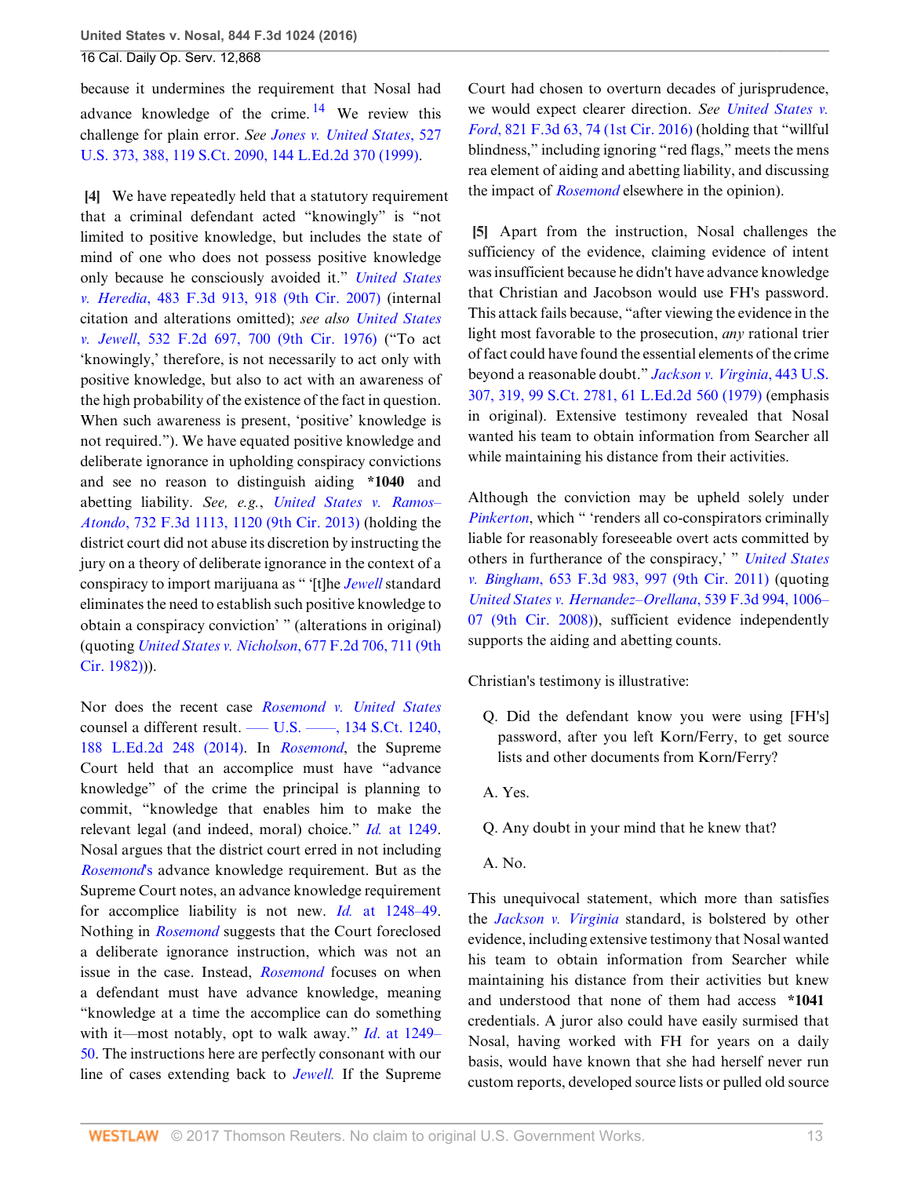because it undermines the requirement that Nosal had advance knowledge of the crime.[14] We review this challenge for plain error. *See Jones v. United States*, 527 U.S. 373, 388, 119 S.Ct. 2090, 144 L.Ed.2d 370 (1999).

**[4]** We have repeatedly held that a statutory requirement that a criminal defendant acted "knowingly" is "not limited to positive knowledge, but includes the state of mind of one who does not possess positive knowledge only because he consciously avoided it." *United States v. Heredia*, 483 F.3d 913, 918 (9th Cir. 2007) (internal citation and alterations omitted); *see also United States v. Jewell*, 532 F.2d 697, 700 (9th Cir. 1976) ("To act 'knowingly,' therefore, is not necessarily to act only with positive knowledge, but also to act with an awareness of the high probability of the existence of the fact in question. When such awareness is present, 'positive' knowledge is not required."). We have equated positive knowledge and deliberate ignorance in upholding conspiracy convictions and see no reason to distinguish aiding **\*1040** and abetting liability. *See, e.g.*, *United States v. Ramos–Atondo*, 732 F.3d 1113, 1120 (9th Cir. 2013) (holding the district court did not abuse its discretion by instructing the jury on a theory of deliberate ignorance in the context of a conspiracy to import marijuana as " '[t]he *Jewell* standard eliminates the need to establish such positive knowledge to obtain a conspiracy conviction' " (alterations in original) (quoting *United States v. Nicholson*, 677 F.2d 706, 711 (9th Cir. 1982))).

Nor does the recent case *Rosemond v. United States* counsel a different result. ––– U.S. ––––, 134 S.Ct. 1240, 188 L.Ed.2d 248 (2014). In *Rosemond*, the Supreme Court held that an accomplice must have "advance knowledge" of the crime the principal is planning to commit, "knowledge that enables him to make the relevant legal (and indeed, moral) choice." *Id.* at 1249. Nosal argues that the district court erred in not including *Rosemond*'s advance knowledge requirement. But as the Supreme Court notes, an advance knowledge requirement for accomplice liability is not new. *Id.* at 1248–49. Nothing in *Rosemond* suggests that the Court foreclosed a deliberate ignorance instruction, which was not an issue in the case. Instead, *Rosemond* focuses on when a defendant must have advance knowledge, meaning "knowledge at a time the accomplice can do something with it—most notably, opt to walk away." *Id.* at 1249–50. The instructions here are perfectly consonant with our line of cases extending back to *Jewell.* If the Supreme Court had chosen to overturn decades of jurisprudence, we would expect clearer direction. *See United States v. Ford*, 821 F.3d 63, 74 (1st Cir. 2016) (holding that "willful blindness," including ignoring "red flags," meets the mens rea element of aiding and abetting liability, and discussing the impact of *Rosemond* elsewhere in the opinion).

**[5]** Apart from the instruction, Nosal challenges the sufficiency of the evidence, claiming evidence of intent was insufficient because he didn't have advance knowledge that Christian and Jacobson would use FH's password. This attack fails because, "after viewing the evidence in the light most favorable to the prosecution, *any* rational trier of fact could have found the essential elements of the crime beyond a reasonable doubt." *Jackson v. Virginia*, 443 U.S. 307, 319, 99 S.Ct. 2781, 61 L.Ed.2d 560 (1979) (emphasis in original). Extensive testimony revealed that Nosal wanted his team to obtain information from Searcher all while maintaining his distance from their activities.

Although the conviction may be upheld solely under *Pinkerton*, which " 'renders all co-conspirators criminally liable for reasonably foreseeable overt acts committed by others in furtherance of the conspiracy,' " *United States v. Bingham*, 653 F.3d 983, 997 (9th Cir. 2011) (quoting *United States v. Hernandez–Orellana*, 539 F.3d 994, 1006–07 (9th Cir. 2008)), sufficient evidence independently supports the aiding and abetting counts.

Christian's testimony is illustrative:

> Q. Did the defendant know you were using [FH's] password, after you left Korn/Ferry, to get source lists and other documents from Korn/Ferry?
>
> A. Yes.
>
> Q. Any doubt in your mind that he knew that?
>
> A. No.

This unequivocal statement, which more than satisfies the *Jackson v. Virginia* standard, is bolstered by other evidence, including extensive testimony that Nosal wanted his team to obtain information from Searcher while maintaining his distance from their activities but knew and understood that none of them had access **\*1041** credentials. A juror also could have easily surmised that Nosal, having worked with FH for years on a daily basis, would have known that she had herself never run custom reports, developed source lists or pulled old source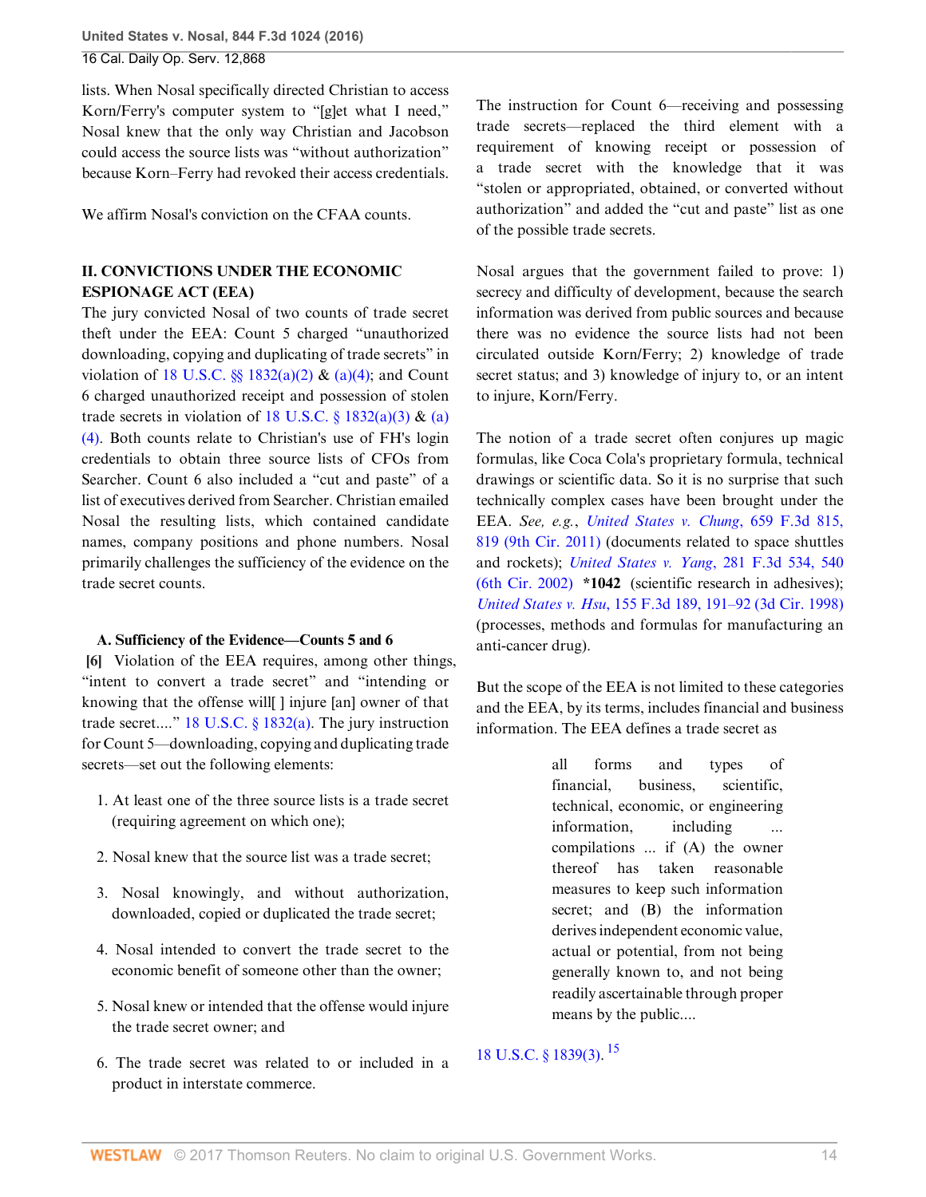lists. When Nosal specifically directed Christian to access Korn/Ferry's computer system to "[g]et what I need," Nosal knew that the only way Christian and Jacobson could access the source lists was "without authorization" because Korn–Ferry had revoked their access credentials.

We affirm Nosal's conviction on the CFAA counts.

## II. CONVICTIONS UNDER THE ECONOMIC ESPIONAGE ACT (EEA)

The jury convicted Nosal of two counts of trade secret theft under the EEA: Count 5 charged "unauthorized downloading, copying and duplicating of trade secrets" in violation of 18 U.S.C. §§ 1832(a)(2) & (a)(4); and Count 6 charged unauthorized receipt and possession of stolen trade secrets in violation of 18 U.S.C. § 1832(a)(3) & (a)(4). Both counts relate to Christian's use of FH's login credentials to obtain three source lists of CFOs from Searcher. Count 6 also included a "cut and paste" of a list of executives derived from Searcher. Christian emailed Nosal the resulting lists, which contained candidate names, company positions and phone numbers. Nosal primarily challenges the sufficiency of the evidence on the trade secret counts.

### A. Sufficiency of the Evidence—Counts 5 and 6

**[6]** Violation of the EEA requires, among other things, "intent to convert a trade secret" and "intending or knowing that the offense will[ ] injure [an] owner of that trade secret...." 18 U.S.C. § 1832(a). The jury instruction for Count 5—downloading, copying and duplicating trade secrets—set out the following elements:

1. At least one of the three source lists is a trade secret (requiring agreement on which one);
2. Nosal knew that the source list was a trade secret;
3. Nosal knowingly, and without authorization, downloaded, copied or duplicated the trade secret;
4. Nosal intended to convert the trade secret to the economic benefit of someone other than the owner;
5. Nosal knew or intended that the offense would injure the trade secret owner; and
6. The trade secret was related to or included in a product in interstate commerce.

The instruction for Count 6—receiving and possessing trade secrets—replaced the third element with a requirement of knowing receipt or possession of a trade secret with the knowledge that it was "stolen or appropriated, obtained, or converted without authorization" and added the "cut and paste" list as one of the possible trade secrets.

Nosal argues that the government failed to prove: 1) secrecy and difficulty of development, because the search information was derived from public sources and because there was no evidence the source lists had not been circulated outside Korn/Ferry; 2) knowledge of trade secret status; and 3) knowledge of injury to, or an intent to injure, Korn/Ferry.

The notion of a trade secret often conjures up magic formulas, like Coca Cola's proprietary formula, technical drawings or scientific data. So it is no surprise that such technically complex cases have been brought under the EEA. *See, e.g.*, *United States v. Chung*, 659 F.3d 815, 819 (9th Cir. 2011) (documents related to space shuttles and rockets); *United States v. Yang*, 281 F.3d 534, 540 (6th Cir. 2002) **\*1042** (scientific research in adhesives); *United States v. Hsu*, 155 F.3d 189, 191–92 (3d Cir. 1998) (processes, methods and formulas for manufacturing an anti-cancer drug).

But the scope of the EEA is not limited to these categories and the EEA, by its terms, includes financial and business information. The EEA defines a trade secret as

> all forms and types of financial, business, scientific, technical, economic, or engineering information, including ... compilations ... if (A) the owner thereof has taken reasonable measures to keep such information secret; and (B) the information derives independent economic value, actual or potential, from not being generally known to, and not being readily ascertainable through proper means by the public....

18 U.S.C. § 1839(3). [15]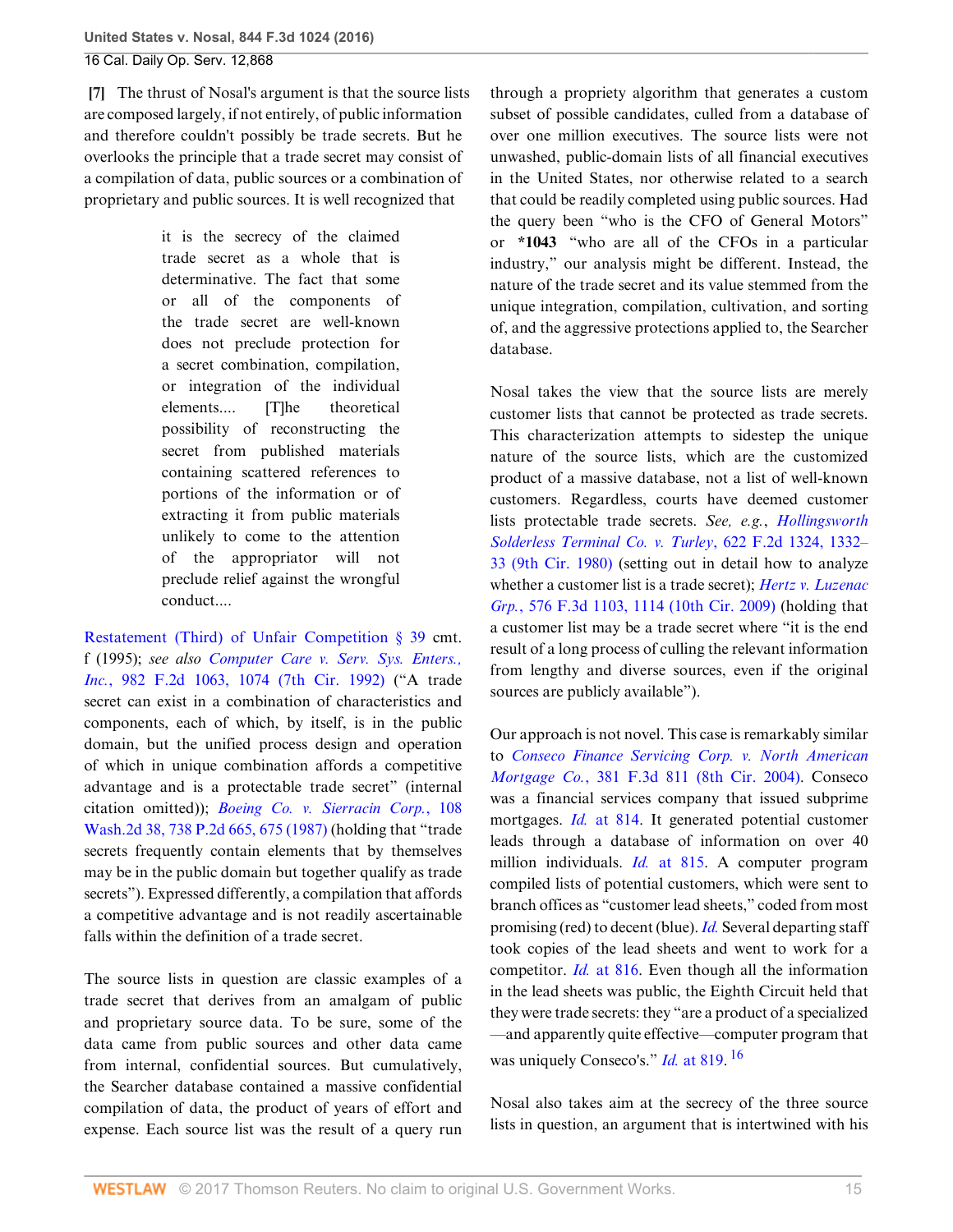**[7]** The thrust of Nosal's argument is that the source lists are composed largely, if not entirely, of public information and therefore couldn't possibly be trade secrets. But he overlooks the principle that a trade secret may consist of a compilation of data, public sources or a combination of proprietary and public sources. It is well recognized that

> it is the secrecy of the claimed trade secret as a whole that is determinative. The fact that some or all of the components of the trade secret are well-known does not preclude protection for a secret combination, compilation, or integration of the individual elements.... [T]he theoretical possibility of reconstructing the secret from published materials containing scattered references to portions of the information or of extracting it from public materials unlikely to come to the attention of the appropriator will not preclude relief against the wrongful conduct....

Restatement (Third) of Unfair Competition § 39 cmt. f (1995); *see also* *Computer Care v. Serv. Sys. Enters., Inc.*, 982 F.2d 1063, 1074 (7th Cir. 1992) ("A trade secret can exist in a combination of characteristics and components, each of which, by itself, is in the public domain, but the unified process design and operation of which in unique combination affords a competitive advantage and is a protectable trade secret" (internal citation omitted)); *Boeing Co. v. Sierracin Corp.*, 108 Wash.2d 38, 738 P.2d 665, 675 (1987) (holding that "trade secrets frequently contain elements that by themselves may be in the public domain but together qualify as trade secrets"). Expressed differently, a compilation that affords a competitive advantage and is not readily ascertainable falls within the definition of a trade secret.

The source lists in question are classic examples of a trade secret that derives from an amalgam of public and proprietary source data. To be sure, some of the data came from public sources and other data came from internal, confidential sources. But cumulatively, the Searcher database contained a massive confidential compilation of data, the product of years of effort and expense. Each source list was the result of a query run through a propriety algorithm that generates a custom subset of possible candidates, culled from a database of over one million executives. The source lists were not unwashed, public-domain lists of all financial executives in the United States, nor otherwise related to a search that could be readily completed using public sources. Had the query been "who is the CFO of General Motors" or **\*1043** "who are all of the CFOs in a particular industry," our analysis might be different. Instead, the nature of the trade secret and its value stemmed from the unique integration, compilation, cultivation, and sorting of, and the aggressive protections applied to, the Searcher database.

Nosal takes the view that the source lists are merely customer lists that cannot be protected as trade secrets. This characterization attempts to sidestep the unique nature of the source lists, which are the customized product of a massive database, not a list of well-known customers. Regardless, courts have deemed customer lists protectable trade secrets. *See, e.g.*, *Hollingsworth Solderless Terminal Co. v. Turley*, 622 F.2d 1324, 1332–33 (9th Cir. 1980) (setting out in detail how to analyze whether a customer list is a trade secret); *Hertz v. Luzenac Grp.*, 576 F.3d 1103, 1114 (10th Cir. 2009) (holding that a customer list may be a trade secret where "it is the end result of a long process of culling the relevant information from lengthy and diverse sources, even if the original sources are publicly available").

Our approach is not novel. This case is remarkably similar to *Conseco Finance Servicing Corp. v. North American Mortgage Co.*, 381 F.3d 811 (8th Cir. 2004). Conseco was a financial services company that issued subprime mortgages. *Id.* at 814. It generated potential customer leads through a database of information on over 40 million individuals. *Id.* at 815. A computer program compiled lists of potential customers, which were sent to branch offices as "customer lead sheets," coded from most promising (red) to decent (blue). *Id.* Several departing staff took copies of the lead sheets and went to work for a competitor. *Id.* at 816. Even though all the information in the lead sheets was public, the Eighth Circuit held that they were trade secrets: they "are a product of a specialized—and apparently quite effective—computer program that was uniquely Conseco's." *Id.* at 819.[16]

Nosal also takes aim at the secrecy of the three source lists in question, an argument that is intertwined with his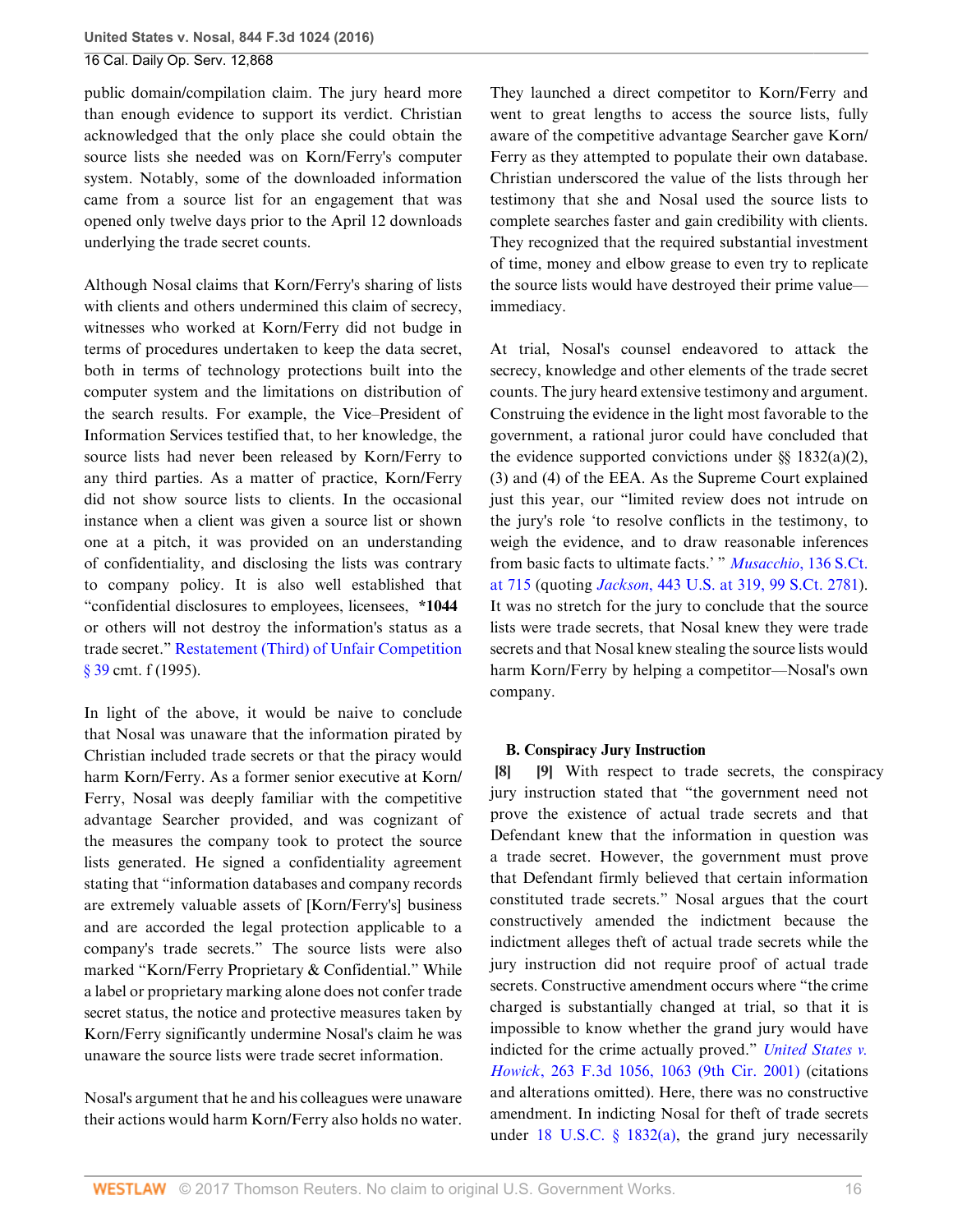public domain/compilation claim. The jury heard more than enough evidence to support its verdict. Christian acknowledged that the only place she could obtain the source lists she needed was on Korn/Ferry's computer system. Notably, some of the downloaded information came from a source list for an engagement that was opened only twelve days prior to the April 12 downloads underlying the trade secret counts.

Although Nosal claims that Korn/Ferry's sharing of lists with clients and others undermined this claim of secrecy, witnesses who worked at Korn/Ferry did not budge in terms of procedures undertaken to keep the data secret, both in terms of technology protections built into the computer system and the limitations on distribution of the search results. For example, the Vice–President of Information Services testified that, to her knowledge, the source lists had never been released by Korn/Ferry to any third parties. As a matter of practice, Korn/Ferry did not show source lists to clients. In the occasional instance when a client was given a source list or shown one at a pitch, it was provided on an understanding of confidentiality, and disclosing the lists was contrary to company policy. It is also well established that "confidential disclosures to employees, licensees, **\*1044** or others will not destroy the information's status as a trade secret." Restatement (Third) of Unfair Competition § 39 cmt. f (1995).

In light of the above, it would be naive to conclude that Nosal was unaware that the information pirated by Christian included trade secrets or that the piracy would harm Korn/Ferry. As a former senior executive at Korn/Ferry, Nosal was deeply familiar with the competitive advantage Searcher provided, and was cognizant of the measures the company took to protect the source lists generated. He signed a confidentiality agreement stating that "information databases and company records are extremely valuable assets of [Korn/Ferry's] business and are accorded the legal protection applicable to a company's trade secrets." The source lists were also marked "Korn/Ferry Proprietary & Confidential." While a label or proprietary marking alone does not confer trade secret status, the notice and protective measures taken by Korn/Ferry significantly undermine Nosal's claim he was unaware the source lists were trade secret information.

Nosal's argument that he and his colleagues were unaware their actions would harm Korn/Ferry also holds no water. They launched a direct competitor to Korn/Ferry and went to great lengths to access the source lists, fully aware of the competitive advantage Searcher gave Korn/Ferry as they attempted to populate their own database. Christian underscored the value of the lists through her testimony that she and Nosal used the source lists to complete searches faster and gain credibility with clients. They recognized that the required substantial investment of time, money and elbow grease to even try to replicate the source lists would have destroyed their prime value—immediacy.

At trial, Nosal's counsel endeavored to attack the secrecy, knowledge and other elements of the trade secret counts. The jury heard extensive testimony and argument. Construing the evidence in the light most favorable to the government, a rational juror could have concluded that the evidence supported convictions under §§ 1832(a)(2), (3) and (4) of the EEA. As the Supreme Court explained just this year, our "limited review does not intrude on the jury's role 'to resolve conflicts in the testimony, to weigh the evidence, and to draw reasonable inferences from basic facts to ultimate facts.' " *Musacchio*, 136 S.Ct. at 715 (quoting *Jackson*, 443 U.S. at 319, 99 S.Ct. 2781). It was no stretch for the jury to conclude that the source lists were trade secrets, that Nosal knew they were trade secrets and that Nosal knew stealing the source lists would harm Korn/Ferry by helping a competitor—Nosal's own company.

### B. Conspiracy Jury Instruction

**[8] [9]** With respect to trade secrets, the conspiracy jury instruction stated that "the government need not prove the existence of actual trade secrets and that Defendant knew that the information in question was a trade secret. However, the government must prove that Defendant firmly believed that certain information constituted trade secrets." Nosal argues that the court constructively amended the indictment because the indictment alleges theft of actual trade secrets while the jury instruction did not require proof of actual trade secrets. Constructive amendment occurs where "the crime charged is substantially changed at trial, so that it is impossible to know whether the grand jury would have indicted for the crime actually proved." *United States v. Howick*, 263 F.3d 1056, 1063 (9th Cir. 2001) (citations and alterations omitted). Here, there was no constructive amendment. In indicting Nosal for theft of trade secrets under 18 U.S.C. § 1832(a), the grand jury necessarily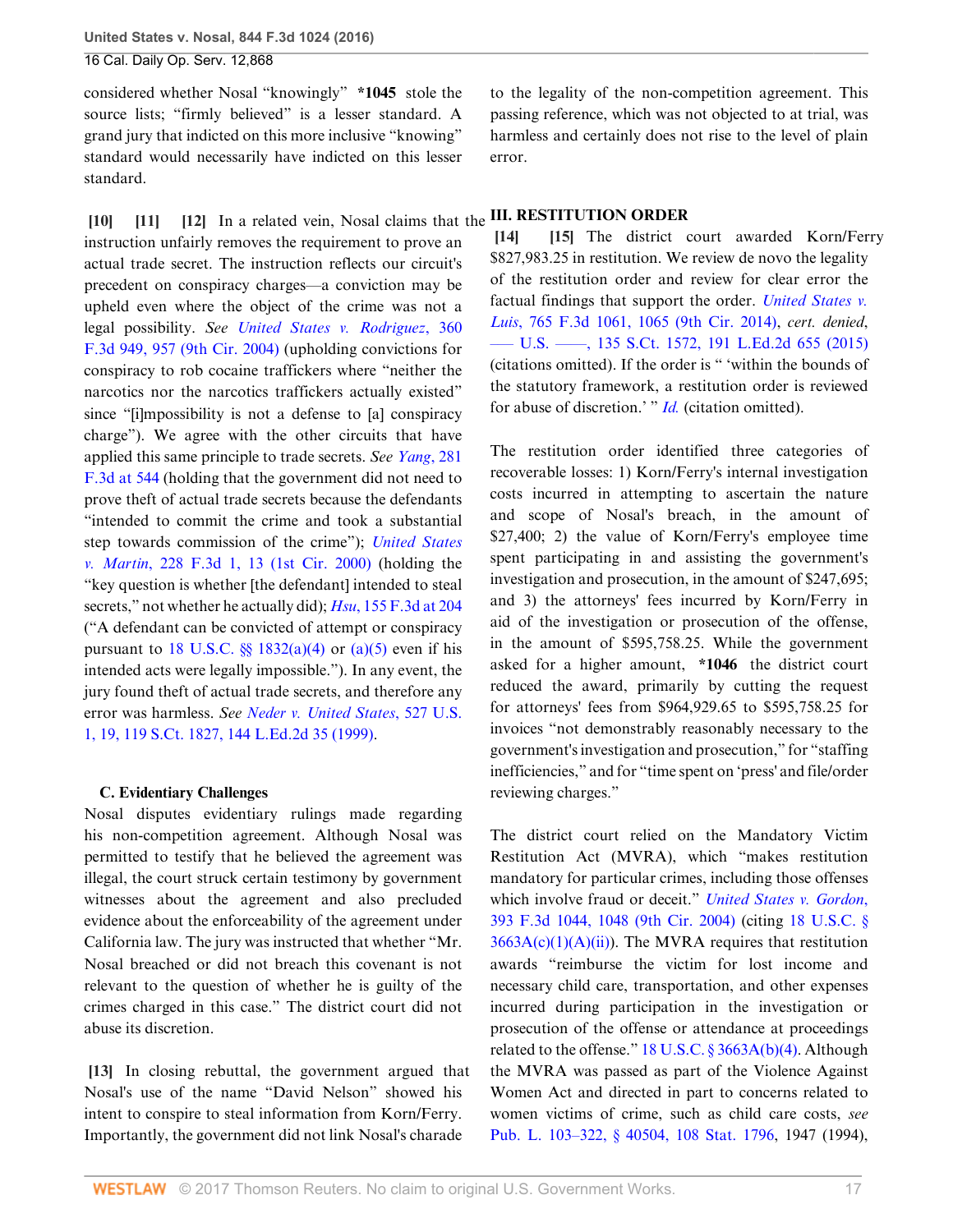considered whether Nosal "knowingly" **\*1045** stole the source lists; "firmly believed" is a lesser standard. A grand jury that indicted on this more inclusive "knowing" standard would necessarily have indicted on this lesser standard.

**[10] [11] [12]** In a related vein, Nosal claims that the instruction unfairly removes the requirement to prove an actual trade secret. The instruction reflects our circuit's precedent on conspiracy charges—a conviction may be upheld even where the object of the crime was not a legal possibility. *See United States v. Rodriguez*, 360 F.3d 949, 957 (9th Cir. 2004) (upholding convictions for conspiracy to rob cocaine traffickers where "neither the narcotics nor the narcotics traffickers actually existed" since "[i]mpossibility is not a defense to [a] conspiracy charge"). We agree with the other circuits that have applied this same principle to trade secrets. *See Yang*, 281 F.3d at 544 (holding that the government did not need to prove theft of actual trade secrets because the defendants "intended to commit the crime and took a substantial step towards commission of the crime"); *United States v. Martin*, 228 F.3d 1, 13 (1st Cir. 2000) (holding the "key question is whether [the defendant] intended to steal secrets," not whether he actually did); *Hsu*, 155 F.3d at 204 ("A defendant can be convicted of attempt or conspiracy pursuant to 18 U.S.C. §§ 1832(a)(4) or (a)(5) even if his intended acts were legally impossible."). In any event, the jury found theft of actual trade secrets, and therefore any error was harmless. *See Neder v. United States*, 527 U.S. 1, 19, 119 S.Ct. 1827, 144 L.Ed.2d 35 (1999).

### C. Evidentiary Challenges

Nosal disputes evidentiary rulings made regarding his non-competition agreement. Although Nosal was permitted to testify that he believed the agreement was illegal, the court struck certain testimony by government witnesses about the agreement and also precluded evidence about the enforceability of the agreement under California law. The jury was instructed that whether "Mr. Nosal breached or did not breach this covenant is not relevant to the question of whether he is guilty of the crimes charged in this case." The district court did not abuse its discretion.

**[13]** In closing rebuttal, the government argued that Nosal's use of the name "David Nelson" showed his intent to conspire to steal information from Korn/Ferry. Importantly, the government did not link Nosal's charade to the legality of the non-competition agreement. This passing reference, which was not objected to at trial, was harmless and certainly does not rise to the level of plain error.

## III. RESTITUTION ORDER

**[14] [15]** The district court awarded Korn/Ferry $827,983.25 in restitution. We review de novo the legality of the restitution order and review for clear error the factual findings that support the order. *United States v. Luis*, 765 F.3d 1061, 1065 (9th Cir. 2014), *cert. denied*, ––– U.S. ––––, 135 S.Ct. 1572, 191 L.Ed.2d 655 (2015) (citations omitted). If the order is " 'within the bounds of the statutory framework, a restitution order is reviewed for abuse of discretion.' " *Id.* (citation omitted).

The restitution order identified three categories of recoverable losses: 1) Korn/Ferry's internal investigation costs incurred in attempting to ascertain the nature and scope of Nosal's breach, in the amount of $27,400; 2) the value of Korn/Ferry's employee time spent participating in and assisting the government's investigation and prosecution, in the amount of $247,695; and 3) the attorneys' fees incurred by Korn/Ferry in aid of the investigation or prosecution of the offense, in the amount of $595,758.25. While the government asked for a higher amount, **\*1046** the district court reduced the award, primarily by cutting the request for attorneys' fees from $964,929.65 to $595,758.25 for invoices "not demonstrably reasonably necessary to the government's investigation and prosecution," for "staffing inefficiencies," and for "time spent on 'press' and file/order reviewing charges."

The district court relied on the Mandatory Victim Restitution Act (MVRA), which "makes restitution mandatory for particular crimes, including those offenses which involve fraud or deceit." *United States v. Gordon*, 393 F.3d 1044, 1048 (9th Cir. 2004) (citing 18 U.S.C. § 3663A(c)(1)(A)(ii)). The MVRA requires that restitution awards "reimburse the victim for lost income and necessary child care, transportation, and other expenses incurred during participation in the investigation or prosecution of the offense or attendance at proceedings related to the offense." 18 U.S.C. § 3663A(b)(4). Although the MVRA was passed as part of the Violence Against Women Act and directed in part to concerns related to women victims of crime, such as child care costs, *see* Pub. L. 103–322, § 40504, 108 Stat. 1796, 1947 (1994),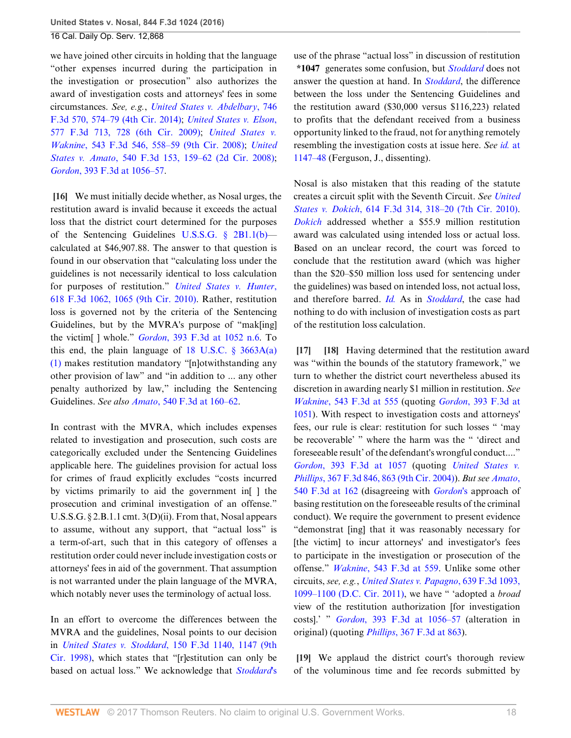we have joined other circuits in holding that the language "other expenses incurred during the participation in the investigation or prosecution" also authorizes the award of investigation costs and attorneys' fees in some circumstances. *See, e.g.*, *United States v. Abdelbary*, 746 F.3d 570, 574–79 (4th Cir. 2014); *United States v. Elson*, 577 F.3d 713, 728 (6th Cir. 2009); *United States v. Waknine*, 543 F.3d 546, 558–59 (9th Cir. 2008); *United States v. Amato*, 540 F.3d 153, 159–62 (2d Cir. 2008); *Gordon*, 393 F.3d at 1056–57.

**[16]** We must initially decide whether, as Nosal urges, the restitution award is invalid because it exceeds the actual loss that the district court determined for the purposes of the Sentencing Guidelines U.S.S.G. § 2B1.1(b)—calculated at $46,907.88. The answer to that question is found in our observation that "calculating loss under the guidelines is not necessarily identical to loss calculation for purposes of restitution." *United States v. Hunter*, 618 F.3d 1062, 1065 (9th Cir. 2010). Rather, restitution loss is governed not by the criteria of the Sentencing Guidelines, but by the MVRA's purpose of "mak[ing] the victim[ ] whole." *Gordon*, 393 F.3d at 1052 n.6. To this end, the plain language of 18 U.S.C. § 3663A(a)(1) makes restitution mandatory "[n]otwithstanding any other provision of law" and "in addition to ... any other penalty authorized by law," including the Sentencing Guidelines. *See also Amato*, 540 F.3d at 160–62.

In contrast with the MVRA, which includes expenses related to investigation and prosecution, such costs are categorically excluded under the Sentencing Guidelines applicable here. The guidelines provision for actual loss for crimes of fraud explicitly excludes "costs incurred by victims primarily to aid the government in[ ] the prosecution and criminal investigation of an offense." U.S.S.G. § 2.B.1.1 cmt. 3(D)(ii). From that, Nosal appears to assume, without any support, that "actual loss" is a term-of-art, such that in this category of offenses a restitution order could never include investigation costs or attorneys' fees in aid of the government. That assumption is not warranted under the plain language of the MVRA, which notably never uses the terminology of actual loss.

In an effort to overcome the differences between the MVRA and the guidelines, Nosal points to our decision in *United States v. Stoddard*, 150 F.3d 1140, 1147 (9th Cir. 1998), which states that "[r]estitution can only be based on actual loss." We acknowledge that *Stoddard*'s use of the phrase "actual loss" in discussion of restitution **\*1047** generates some confusion, but *Stoddard* does not answer the question at hand. In *Stoddard*, the difference between the loss under the Sentencing Guidelines and the restitution award ($30,000 versus $116,223) related to profits that the defendant received from a business opportunity linked to the fraud, not for anything remotely resembling the investigation costs at issue here. *See id.* at 1147–48 (Ferguson, J., dissenting).

Nosal is also mistaken that this reading of the statute creates a circuit split with the Seventh Circuit. *See United States v. Dokich*, 614 F.3d 314, 318–20 (7th Cir. 2010). *Dokich* addressed whether a $55.9 million restitution award was calculated using intended loss or actual loss. Based on an unclear record, the court was forced to conclude that the restitution award (which was higher than the $20–$50 million loss used for sentencing under the guidelines) was based on intended loss, not actual loss, and therefore barred. *Id.* As in *Stoddard*, the case had nothing to do with inclusion of investigation costs as part of the restitution loss calculation.

**[17]** **[18]** Having determined that the restitution award was "within the bounds of the statutory framework," we turn to whether the district court nevertheless abused its discretion in awarding nearly $1 million in restitution. *See Waknine*, 543 F.3d at 555 (quoting *Gordon*, 393 F.3d at 1051). With respect to investigation costs and attorneys' fees, our rule is clear: restitution for such losses " 'may be recoverable' " where the harm was the " 'direct and foreseeable result' of the defendant's wrongful conduct...." *Gordon*, 393 F.3d at 1057 (quoting *United States v. Phillips*, 367 F.3d 846, 863 (9th Cir. 2004)). *But see Amato*, 540 F.3d at 162 (disagreeing with *Gordon*'s approach of basing restitution on the foreseeable results of the criminal conduct). We require the government to present evidence "demonstrat [ing] that it was reasonably necessary for [the victim] to incur attorneys' and investigator's fees to participate in the investigation or prosecution of the offense." *Waknine*, 543 F.3d at 559. Unlike some other circuits, *see, e.g.*, *United States v. Papagno*, 639 F.3d 1093, 1099–1100 (D.C. Cir. 2011), we have " 'adopted a *broad* view of the restitution authorization [for investigation costs].' " *Gordon*, 393 F.3d at 1056–57 (alteration in original) (quoting *Phillips*, 367 F.3d at 863).

**[19]** We applaud the district court's thorough review of the voluminous time and fee records submitted by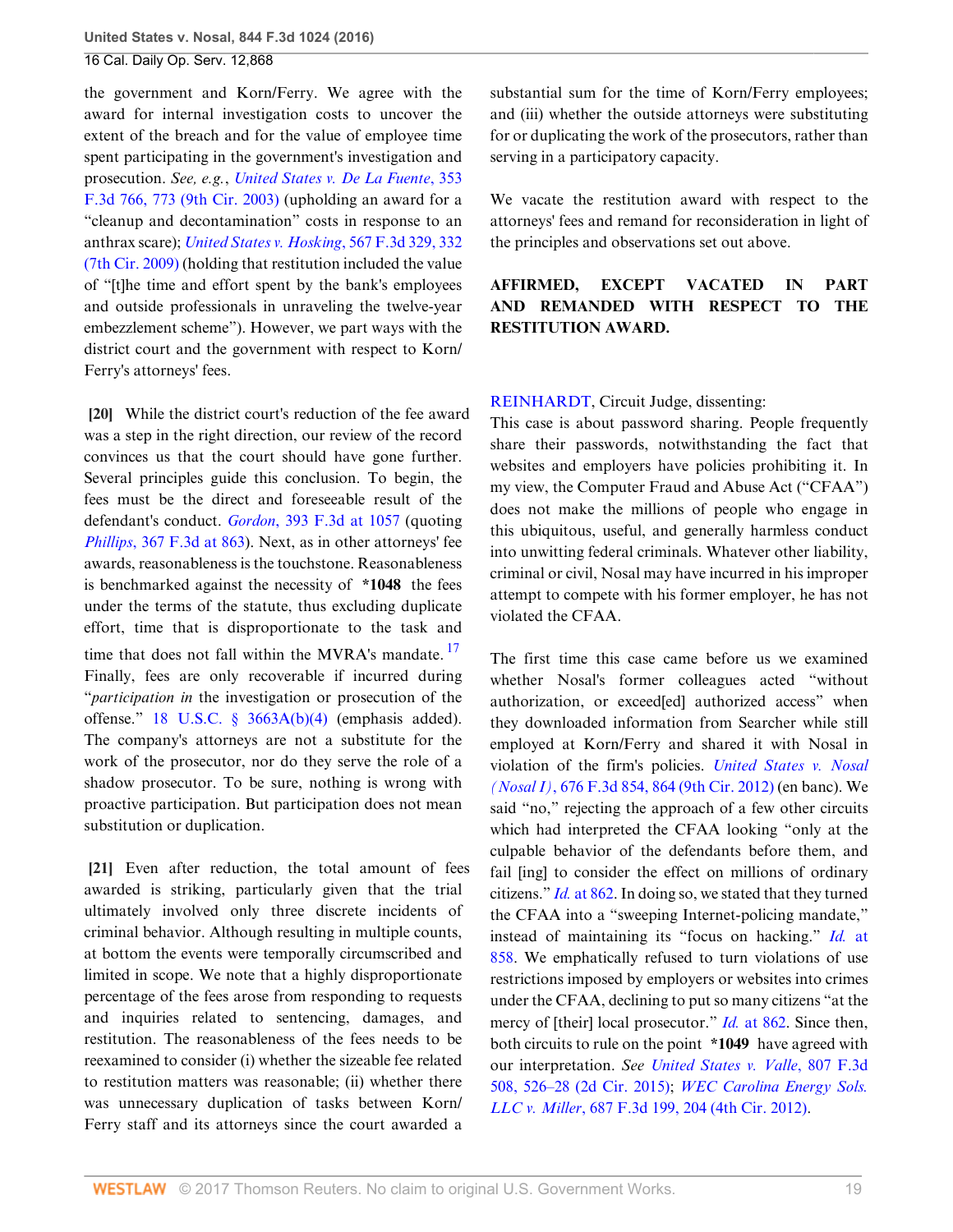the government and Korn/Ferry. We agree with the award for internal investigation costs to uncover the extent of the breach and for the value of employee time spent participating in the government's investigation and prosecution. *See, e.g.*, *United States v. De La Fuente*, 353 F.3d 766, 773 (9th Cir. 2003) (upholding an award for a "cleanup and decontamination" costs in response to an anthrax scare); *United States v. Hosking*, 567 F.3d 329, 332 (7th Cir. 2009) (holding that restitution included the value of "[t]he time and effort spent by the bank's employees and outside professionals in unraveling the twelve-year embezzlement scheme"). However, we part ways with the district court and the government with respect to Korn/Ferry's attorneys' fees.

**[20]** While the district court's reduction of the fee award was a step in the right direction, our review of the record convinces us that the court should have gone further. Several principles guide this conclusion. To begin, the fees must be the direct and foreseeable result of the defendant's conduct. *Gordon*, 393 F.3d at 1057 (quoting *Phillips*, 367 F.3d at 863). Next, as in other attorneys' fee awards, reasonableness is the touchstone. Reasonableness is benchmarked against the necessity of **\*1048** the fees under the terms of the statute, thus excluding duplicate effort, time that is disproportionate to the task and time that does not fall within the MVRA's mandate. [17] Finally, fees are only recoverable if incurred during "*participation in* the investigation or prosecution of the offense." 18 U.S.C. § 3663A(b)(4) (emphasis added). The company's attorneys are not a substitute for the work of the prosecutor, nor do they serve the role of a shadow prosecutor. To be sure, nothing is wrong with proactive participation. But participation does not mean substitution or duplication.

**[21]** Even after reduction, the total amount of fees awarded is striking, particularly given that the trial ultimately involved only three discrete incidents of criminal behavior. Although resulting in multiple counts, at bottom the events were temporally circumscribed and limited in scope. We note that a highly disproportionate percentage of the fees arose from responding to requests and inquiries related to sentencing, damages, and restitution. The reasonableness of the fees needs to be reexamined to consider (i) whether the sizeable fee related to restitution matters was reasonable; (ii) whether there was unnecessary duplication of tasks between Korn/Ferry staff and its attorneys since the court awarded a substantial sum for the time of Korn/Ferry employees; and (iii) whether the outside attorneys were substituting for or duplicating the work of the prosecutors, rather than serving in a participatory capacity.

We vacate the restitution award with respect to the attorneys' fees and remand for reconsideration in light of the principles and observations set out above.

**AFFIRMED, EXCEPT VACATED IN PART AND REMANDED WITH RESPECT TO THE RESTITUTION AWARD.**

REINHARDT, Circuit Judge, dissenting:

This case is about password sharing. People frequently share their passwords, notwithstanding the fact that websites and employers have policies prohibiting it. In my view, the Computer Fraud and Abuse Act ("CFAA") does not make the millions of people who engage in this ubiquitous, useful, and generally harmless conduct into unwitting federal criminals. Whatever other liability, criminal or civil, Nosal may have incurred in his improper attempt to compete with his former employer, he has not violated the CFAA.

The first time this case came before us we examined whether Nosal's former colleagues acted "without authorization, or exceed[ed] authorized access" when they downloaded information from Searcher while still employed at Korn/Ferry and shared it with Nosal in violation of the firm's policies. *United States v. Nosal (Nosal I)*, 676 F.3d 854, 864 (9th Cir. 2012) (en banc). We said "no," rejecting the approach of a few other circuits which had interpreted the CFAA looking "only at the culpable behavior of the defendants before them, and fail [ing] to consider the effect on millions of ordinary citizens." *Id.* at 862. In doing so, we stated that they turned the CFAA into a "sweeping Internet-policing mandate," instead of maintaining its "focus on hacking." *Id.* at 858. We emphatically refused to turn violations of use restrictions imposed by employers or websites into crimes under the CFAA, declining to put so many citizens "at the mercy of [their] local prosecutor." *Id.* at 862. Since then, both circuits to rule on the point **\*1049** have agreed with our interpretation. *See United States v. Valle*, 807 F.3d 508, 526–28 (2d Cir. 2015); *WEC Carolina Energy Sols. LLC v. Miller*, 687 F.3d 199, 204 (4th Cir. 2012).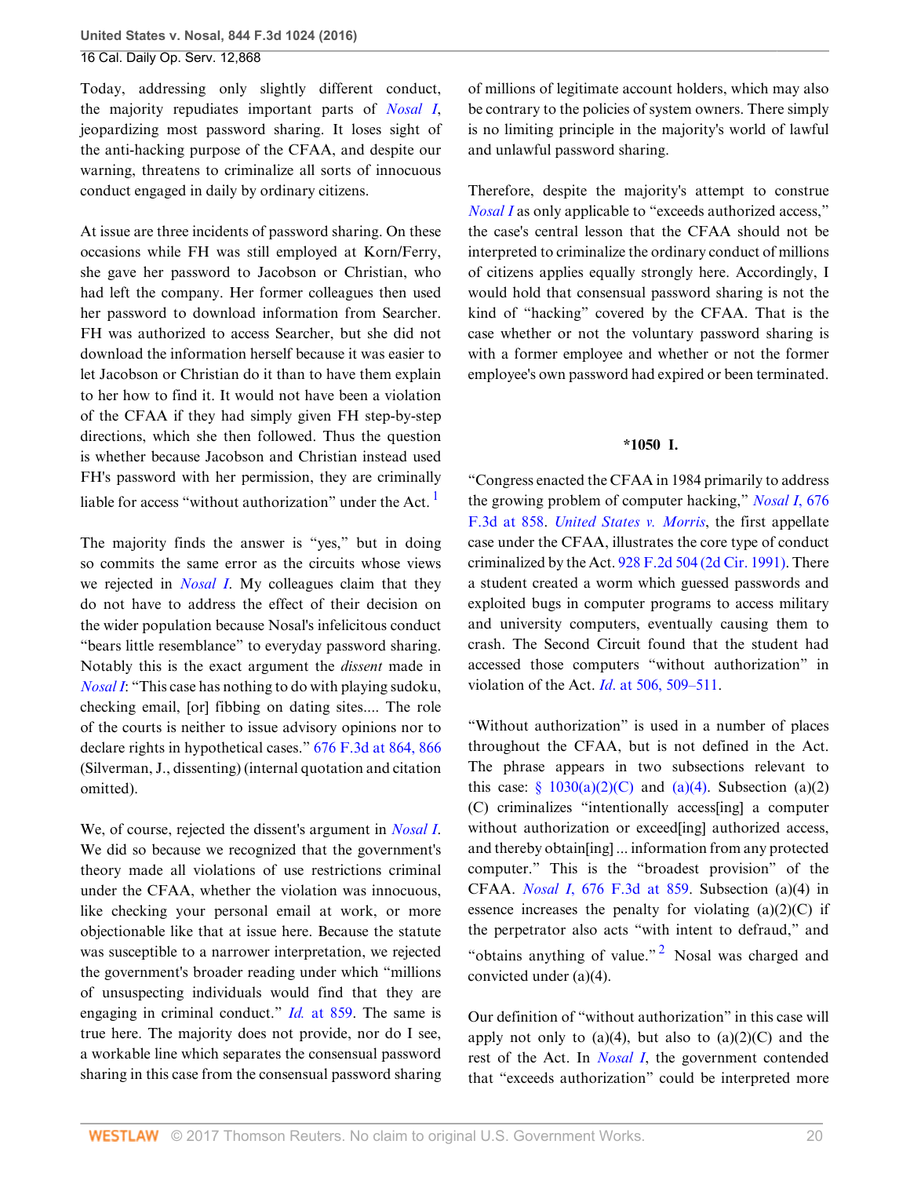Today, addressing only slightly different conduct, the majority repudiates important parts of *Nosal I*, jeopardizing most password sharing. It loses sight of the anti-hacking purpose of the CFAA, and despite our warning, threatens to criminalize all sorts of innocuous conduct engaged in daily by ordinary citizens.

At issue are three incidents of password sharing. On these occasions while FH was still employed at Korn/Ferry, she gave her password to Jacobson or Christian, who had left the company. Her former colleagues then used her password to download information from Searcher. FH was authorized to access Searcher, but she did not download the information herself because it was easier to let Jacobson or Christian do it than to have them explain to her how to find it. It would not have been a violation of the CFAA if they had simply given FH step-by-step directions, which she then followed. Thus the question is whether because Jacobson and Christian instead used FH's password with her permission, they are criminally liable for access "without authorization" under the Act.[1]

The majority finds the answer is "yes," but in doing so commits the same error as the circuits whose views we rejected in *Nosal I*. My colleagues claim that they do not have to address the effect of their decision on the wider population because Nosal's infelicitous conduct "bears little resemblance" to everyday password sharing. Notably this is the exact argument the *dissent* made in *Nosal I*: "This case has nothing to do with playing sudoku, checking email, [or] fibbing on dating sites.... The role of the courts is neither to issue advisory opinions nor to declare rights in hypothetical cases." 676 F.3d at 864, 866 (Silverman, J., dissenting) (internal quotation and citation omitted).

We, of course, rejected the dissent's argument in *Nosal I*. We did so because we recognized that the government's theory made all violations of use restrictions criminal under the CFAA, whether the violation was innocuous, like checking your personal email at work, or more objectionable like that at issue here. Because the statute was susceptible to a narrower interpretation, we rejected the government's broader reading under which "millions of unsuspecting individuals would find that they are engaging in criminal conduct." *Id.* at 859. The same is true here. The majority does not provide, nor do I see, a workable line which separates the consensual password sharing in this case from the consensual password sharing of millions of legitimate account holders, which may also be contrary to the policies of system owners. There simply is no limiting principle in the majority's world of lawful and unlawful password sharing.

Therefore, despite the majority's attempt to construe *Nosal I* as only applicable to "exceeds authorized access," the case's central lesson that the CFAA should not be interpreted to criminalize the ordinary conduct of millions of citizens applies equally strongly here. Accordingly, I would hold that consensual password sharing is not the kind of "hacking" covered by the CFAA. That is the case whether or not the voluntary password sharing is with a former employee and whether or not the former employee's own password had expired or been terminated.

## *1050 I.

"Congress enacted the CFAA in 1984 primarily to address the growing problem of computer hacking," *Nosal I*, 676 F.3d at 858. *United States v. Morris*, the first appellate case under the CFAA, illustrates the core type of conduct criminalized by the Act. 928 F.2d 504 (2d Cir. 1991). There a student created a worm which guessed passwords and exploited bugs in computer programs to access military and university computers, eventually causing them to crash. The Second Circuit found that the student had accessed those computers "without authorization" in violation of the Act. *Id.* at 506, 509–511.

"Without authorization" is used in a number of places throughout the CFAA, but is not defined in the Act. The phrase appears in two subsections relevant to this case: § 1030(a)(2)(C) and (a)(4). Subsection (a)(2)(C) criminalizes "intentionally access[ing] a computer without authorization or exceed[ing] authorized access, and thereby obtain[ing] ... information from any protected computer." This is the "broadest provision" of the CFAA. *Nosal I*, 676 F.3d at 859. Subsection (a)(4) in essence increases the penalty for violating (a)(2)(C) if the perpetrator also acts "with intent to defraud," and "obtains anything of value."[2] Nosal was charged and convicted under (a)(4).

Our definition of "without authorization" in this case will apply not only to (a)(4), but also to (a)(2)(C) and the rest of the Act. In *Nosal I*, the government contended that "exceeds authorization" could be interpreted more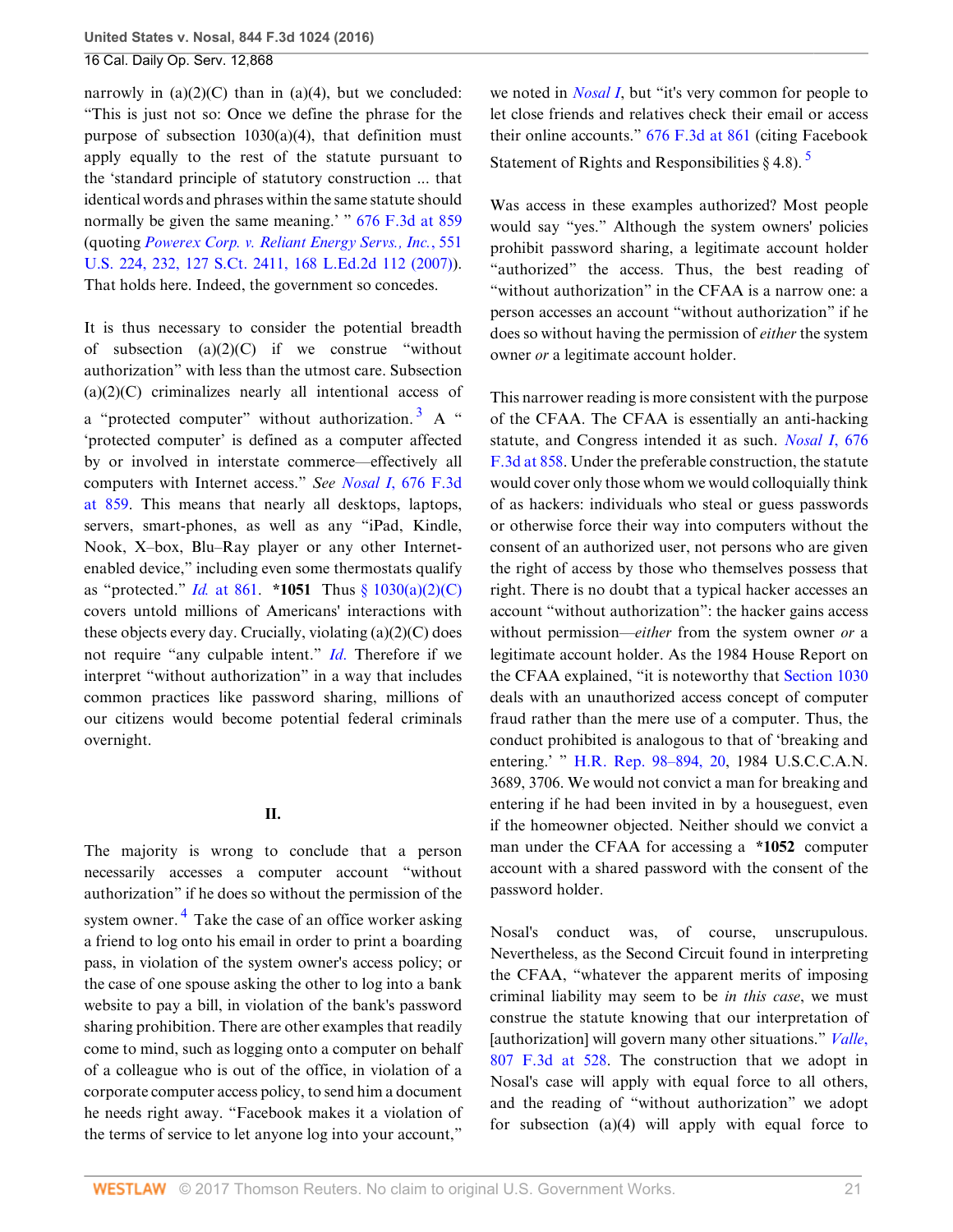narrowly in (a)(2)(C) than in (a)(4), but we concluded: "This is just not so: Once we define the phrase for the purpose of subsection 1030(a)(4), that definition must apply equally to the rest of the statute pursuant to the 'standard principle of statutory construction ... that identical words and phrases within the same statute should normally be given the same meaning.' " 676 F.3d at 859 (quoting *Powerex Corp. v. Reliant Energy Servs., Inc.*, 551 U.S. 224, 232, 127 S.Ct. 2411, 168 L.Ed.2d 112 (2007)). That holds here. Indeed, the government so concedes.

It is thus necessary to consider the potential breadth of subsection (a)(2)(C) if we construe "without authorization" with less than the utmost care. Subsection (a)(2)(C) criminalizes nearly all intentional access of a "protected computer" without authorization.[3] A " 'protected computer' is defined as a computer affected by or involved in interstate commerce—effectively all computers with Internet access." *See Nosal I*, 676 F.3d at 859. This means that nearly all desktops, laptops, servers, smart-phones, as well as any "iPad, Kindle, Nook, X–box, Blu–Ray player or any other Internet-enabled device," including even some thermostats qualify as "protected." *Id.* at 861. **\*1051** Thus § 1030(a)(2)(C) covers untold millions of Americans' interactions with these objects every day. Crucially, violating (a)(2)(C) does not require "any culpable intent." *Id.* Therefore if we interpret "without authorization" in a way that includes common practices like password sharing, millions of our citizens would become potential federal criminals overnight.

## II.

The majority is wrong to conclude that a person necessarily accesses a computer account "without authorization" if he does so without the permission of the system owner.[4] Take the case of an office worker asking a friend to log onto his email in order to print a boarding pass, in violation of the system owner's access policy; or the case of one spouse asking the other to log into a bank website to pay a bill, in violation of the bank's password sharing prohibition. There are other examples that readily come to mind, such as logging onto a computer on behalf of a colleague who is out of the office, in violation of a corporate computer access policy, to send him a document he needs right away. "Facebook makes it a violation of the terms of service to let anyone log into your account," we noted in *Nosal I*, but "it's very common for people to let close friends and relatives check their email or access their online accounts." 676 F.3d at 861 (citing Facebook Statement of Rights and Responsibilities § 4.8).[5]

Was access in these examples authorized? Most people would say "yes." Although the system owners' policies prohibit password sharing, a legitimate account holder "authorized" the access. Thus, the best reading of "without authorization" in the CFAA is a narrow one: a person accesses an account "without authorization" if he does so without having the permission of *either* the system owner *or* a legitimate account holder.

This narrower reading is more consistent with the purpose of the CFAA. The CFAA is essentially an anti-hacking statute, and Congress intended it as such. *Nosal I*, 676 F.3d at 858. Under the preferable construction, the statute would cover only those whom we would colloquially think of as hackers: individuals who steal or guess passwords or otherwise force their way into computers without the consent of an authorized user, not persons who are given the right of access by those who themselves possess that right. There is no doubt that a typical hacker accesses an account "without authorization": the hacker gains access without permission—*either* from the system owner *or* a legitimate account holder. As the 1984 House Report on the CFAA explained, "it is noteworthy that Section 1030 deals with an unauthorized access concept of computer fraud rather than the mere use of a computer. Thus, the conduct prohibited is analogous to that of 'breaking and entering.' " H.R. Rep. 98–894, 20, 1984 U.S.C.C.A.N. 3689, 3706. We would not convict a man for breaking and entering if he had been invited in by a houseguest, even if the homeowner objected. Neither should we convict a man under the CFAA for accessing a **\*1052** computer account with a shared password with the consent of the password holder.

Nosal's conduct was, of course, unscrupulous. Nevertheless, as the Second Circuit found in interpreting the CFAA, "whatever the apparent merits of imposing criminal liability may seem to be *in this case*, we must construe the statute knowing that our interpretation of [authorization] will govern many other situations." *Valle*, 807 F.3d at 528. The construction that we adopt in Nosal's case will apply with equal force to all others, and the reading of "without authorization" we adopt for subsection (a)(4) will apply with equal force to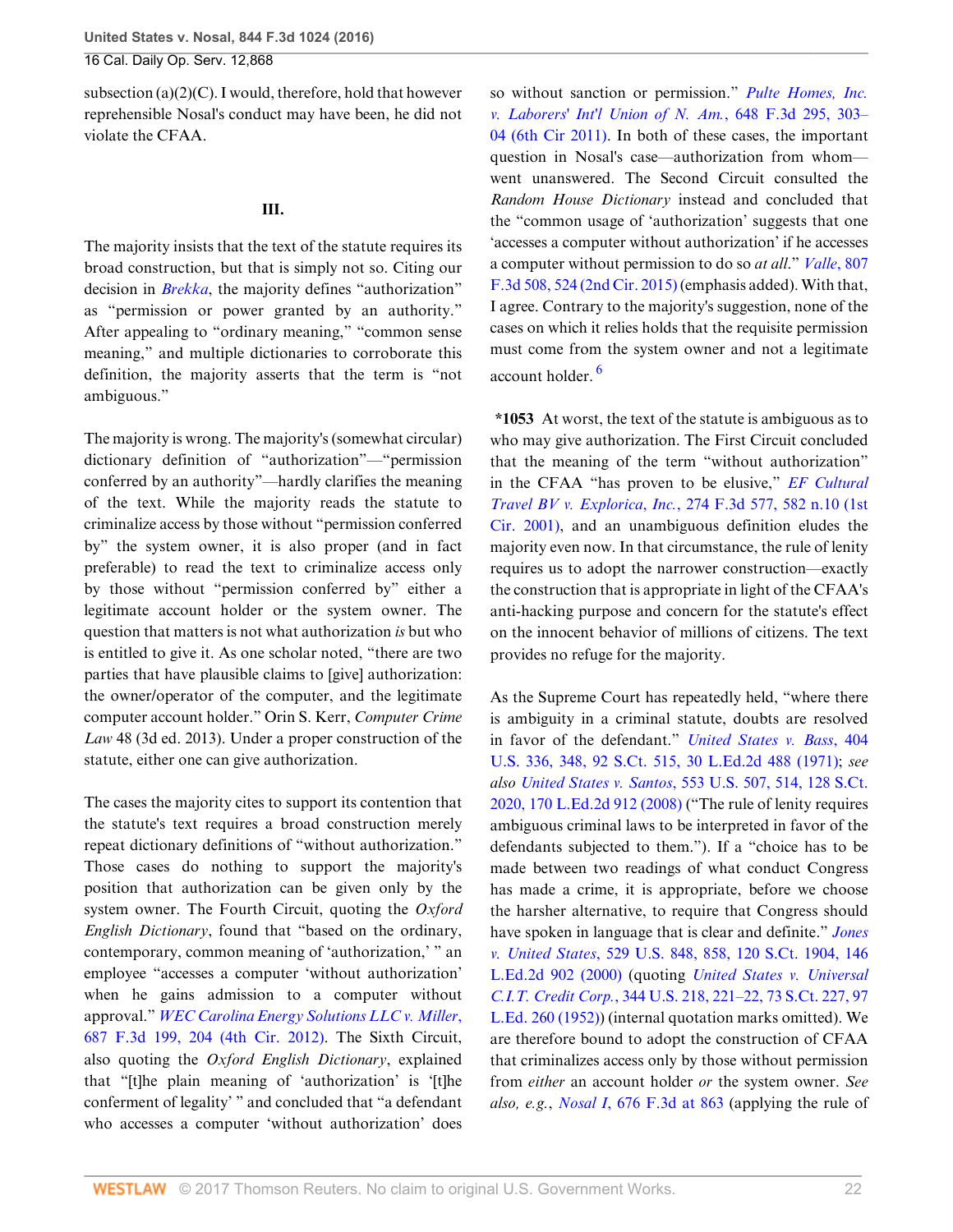subsection (a)(2)(C). I would, therefore, hold that however reprehensible Nosal's conduct may have been, he did not violate the CFAA.

### III.

The majority insists that the text of the statute requires its broad construction, but that is simply not so. Citing our decision in *Brekka*, the majority defines "authorization" as "permission or power granted by an authority." After appealing to "ordinary meaning," "common sense meaning," and multiple dictionaries to corroborate this definition, the majority asserts that the term is "not ambiguous."

The majority is wrong. The majority's (somewhat circular) dictionary definition of "authorization"—"permission conferred by an authority"—hardly clarifies the meaning of the text. While the majority reads the statute to criminalize access by those without "permission conferred by" the system owner, it is also proper (and in fact preferable) to read the text to criminalize access only by those without "permission conferred by" either a legitimate account holder or the system owner. The question that matters is not what authorization *is* but who is entitled to give it. As one scholar noted, "there are two parties that have plausible claims to [give] authorization: the owner/operator of the computer, and the legitimate computer account holder." Orin S. Kerr, *Computer Crime Law* 48 (3d ed. 2013). Under a proper construction of the statute, either one can give authorization.

The cases the majority cites to support its contention that the statute's text requires a broad construction merely repeat dictionary definitions of "without authorization." Those cases do nothing to support the majority's position that authorization can be given only by the system owner. The Fourth Circuit, quoting the *Oxford English Dictionary*, found that "based on the ordinary, contemporary, common meaning of 'authorization,' " an employee "accesses a computer 'without authorization' when he gains admission to a computer without approval." *WEC Carolina Energy Solutions LLC v. Miller*, 687 F.3d 199, 204 (4th Cir. 2012). The Sixth Circuit, also quoting the *Oxford English Dictionary*, explained that "[t]he plain meaning of 'authorization' is '[t]he conferment of legality' " and concluded that "a defendant who accesses a computer 'without authorization' does so without sanction or permission." *Pulte Homes, Inc. v. Laborers' Int'l Union of N. Am.*, 648 F.3d 295, 303–04 (6th Cir 2011). In both of these cases, the important question in Nosal's case—authorization from whom—went unanswered. The Second Circuit consulted the *Random House Dictionary* instead and concluded that the "common usage of 'authorization' suggests that one 'accesses a computer without authorization' if he accesses a computer without permission to do so *at all*." *Valle*, 807 F.3d 508, 524 (2nd Cir. 2015) (emphasis added). With that, I agree. Contrary to the majority's suggestion, none of the cases on which it relies holds that the requisite permission must come from the system owner and not a legitimate account holder. [6]

**\*1053** At worst, the text of the statute is ambiguous as to who may give authorization. The First Circuit concluded that the meaning of the term "without authorization" in the CFAA "has proven to be elusive," *EF Cultural Travel BV v. Explorica, Inc.*, 274 F.3d 577, 582 n.10 (1st Cir. 2001), and an unambiguous definition eludes the majority even now. In that circumstance, the rule of lenity requires us to adopt the narrower construction—exactly the construction that is appropriate in light of the CFAA's anti-hacking purpose and concern for the statute's effect on the innocent behavior of millions of citizens. The text provides no refuge for the majority.

As the Supreme Court has repeatedly held, "where there is ambiguity in a criminal statute, doubts are resolved in favor of the defendant." *United States v. Bass*, 404 U.S. 336, 348, 92 S.Ct. 515, 30 L.Ed.2d 488 (1971); *see also United States v. Santos*, 553 U.S. 507, 514, 128 S.Ct. 2020, 170 L.Ed.2d 912 (2008) ("The rule of lenity requires ambiguous criminal laws to be interpreted in favor of the defendants subjected to them."). If a "choice has to be made between two readings of what conduct Congress has made a crime, it is appropriate, before we choose the harsher alternative, to require that Congress should have spoken in language that is clear and definite." *Jones v. United States*, 529 U.S. 848, 858, 120 S.Ct. 1904, 146 L.Ed.2d 902 (2000) (quoting *United States v. Universal C.I.T. Credit Corp.*, 344 U.S. 218, 221–22, 73 S.Ct. 227, 97 L.Ed. 260 (1952)) (internal quotation marks omitted). We are therefore bound to adopt the construction of CFAA that criminalizes access only by those without permission from *either* an account holder *or* the system owner. *See also, e.g.*, *Nosal I*, 676 F.3d at 863 (applying the rule of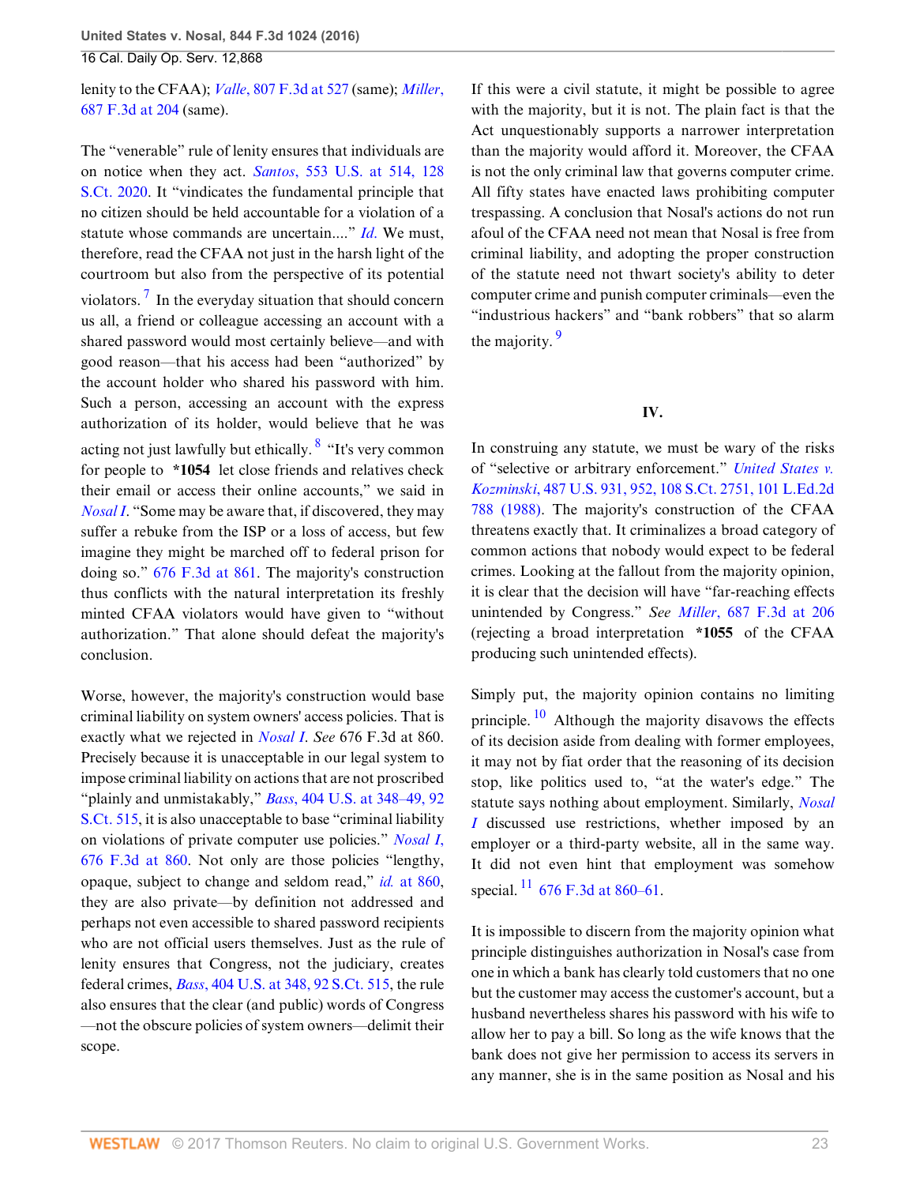lenity to the CFAA); *Valle*, 807 F.3d at 527 (same); *Miller*, 687 F.3d at 204 (same).

The "venerable" rule of lenity ensures that individuals are on notice when they act. *Santos*, 553 U.S. at 514, 128 S.Ct. 2020. It "vindicates the fundamental principle that no citizen should be held accountable for a violation of a statute whose commands are uncertain...." *Id.* We must, therefore, read the CFAA not just in the harsh light of the courtroom but also from the perspective of its potential violators.[7] In the everyday situation that should concern us all, a friend or colleague accessing an account with a shared password would most certainly believe—and with good reason—that his access had been "authorized" by the account holder who shared his password with him. Such a person, accessing an account with the express authorization of its holder, would believe that he was acting not just lawfully but ethically.[8] "It's very common for people to **\*1054** let close friends and relatives check their email or access their online accounts," we said in *Nosal I*. "Some may be aware that, if discovered, they may suffer a rebuke from the ISP or a loss of access, but few imagine they might be marched off to federal prison for doing so." 676 F.3d at 861. The majority's construction thus conflicts with the natural interpretation its freshly minted CFAA violators would have given to "without authorization." That alone should defeat the majority's conclusion.

Worse, however, the majority's construction would base criminal liability on system owners' access policies. That is exactly what we rejected in *Nosal I*. *See* 676 F.3d at 860. Precisely because it is unacceptable in our legal system to impose criminal liability on actions that are not proscribed "plainly and unmistakably," *Bass*, 404 U.S. at 348–49, 92 S.Ct. 515, it is also unacceptable to base "criminal liability on violations of private computer use policies." *Nosal I*, 676 F.3d at 860. Not only are those policies "lengthy, opaque, subject to change and seldom read," *id.* at 860, they are also private—by definition not addressed and perhaps not even accessible to shared password recipients who are not official users themselves. Just as the rule of lenity ensures that Congress, not the judiciary, creates federal crimes, *Bass*, 404 U.S. at 348, 92 S.Ct. 515, the rule also ensures that the clear (and public) words of Congress—not the obscure policies of system owners—delimit their scope.

If this were a civil statute, it might be possible to agree with the majority, but it is not. The plain fact is that the Act unquestionably supports a narrower interpretation than the majority would afford it. Moreover, the CFAA is not the only criminal law that governs computer crime. All fifty states have enacted laws prohibiting computer trespassing. A conclusion that Nosal's actions do not run afoul of the CFAA need not mean that Nosal is free from criminal liability, and adopting the proper construction of the statute need not thwart society's ability to deter computer crime and punish computer criminals—even the "industrious hackers" and "bank robbers" that so alarm the majority.[9]

## IV.

In construing any statute, we must be wary of the risks of "selective or arbitrary enforcement." *United States v. Kozminski*, 487 U.S. 931, 952, 108 S.Ct. 2751, 101 L.Ed.2d 788 (1988). The majority's construction of the CFAA threatens exactly that. It criminalizes a broad category of common actions that nobody would expect to be federal crimes. Looking at the fallout from the majority opinion, it is clear that the decision will have "far-reaching effects unintended by Congress." *See Miller*, 687 F.3d at 206 (rejecting a broad interpretation **\*1055** of the CFAA producing such unintended effects).

Simply put, the majority opinion contains no limiting principle.[10] Although the majority disavows the effects of its decision aside from dealing with former employees, it may not by fiat order that the reasoning of its decision stop, like politics used to, "at the water's edge." The statute says nothing about employment. Similarly, *Nosal I* discussed use restrictions, whether imposed by an employer or a third-party website, all in the same way. It did not even hint that employment was somehow special.[11] 676 F.3d at 860–61.

It is impossible to discern from the majority opinion what principle distinguishes authorization in Nosal's case from one in which a bank has clearly told customers that no one but the customer may access the customer's account, but a husband nevertheless shares his password with his wife to allow her to pay a bill. So long as the wife knows that the bank does not give her permission to access its servers in any manner, she is in the same position as Nosal and his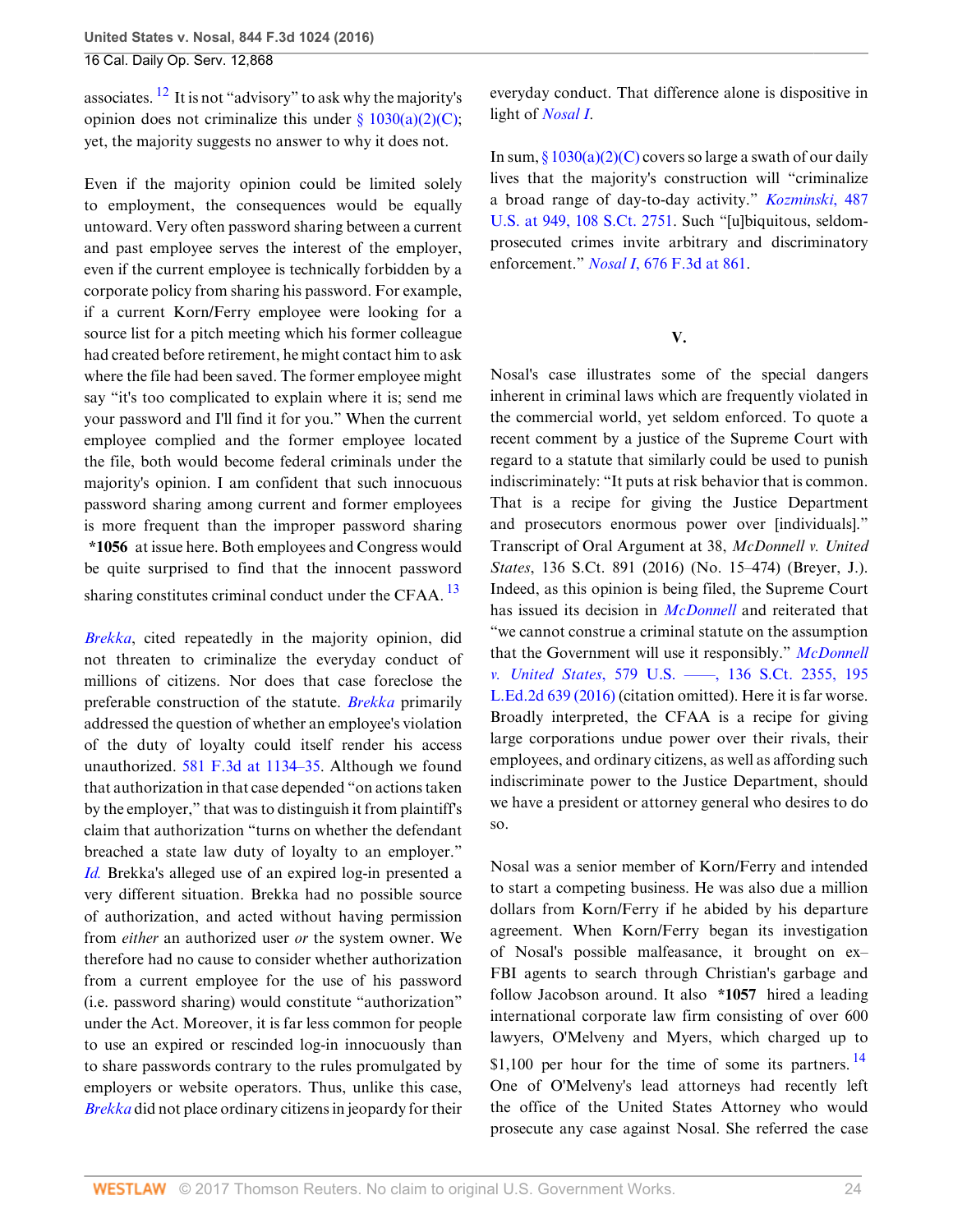associates. [12] It is not "advisory" to ask why the majority's opinion does not criminalize this under § 1030(a)(2)(C); yet, the majority suggests no answer to why it does not.

Even if the majority opinion could be limited solely to employment, the consequences would be equally untoward. Very often password sharing between a current and past employee serves the interest of the employer, even if the current employee is technically forbidden by a corporate policy from sharing his password. For example, if a current Korn/Ferry employee were looking for a source list for a pitch meeting which his former colleague had created before retirement, he might contact him to ask where the file had been saved. The former employee might say "it's too complicated to explain where it is; send me your password and I'll find it for you." When the current employee complied and the former employee located the file, both would become federal criminals under the majority's opinion. I am confident that such innocuous password sharing among current and former employees is more frequent than the improper password sharing **\*1056** at issue here. Both employees and Congress would be quite surprised to find that the innocent password sharing constitutes criminal conduct under the CFAA. [13]

*Brekka*, cited repeatedly in the majority opinion, did not threaten to criminalize the everyday conduct of millions of citizens. Nor does that case foreclose the preferable construction of the statute. *Brekka* primarily addressed the question of whether an employee's violation of the duty of loyalty could itself render his access unauthorized. 581 F.3d at 1134–35. Although we found that authorization in that case depended "on actions taken by the employer," that was to distinguish it from plaintiff's claim that authorization "turns on whether the defendant breached a state law duty of loyalty to an employer." *Id.* Brekka's alleged use of an expired log-in presented a very different situation. Brekka had no possible source of authorization, and acted without having permission from *either* an authorized user *or* the system owner. We therefore had no cause to consider whether authorization from a current employee for the use of his password (i.e. password sharing) would constitute "authorization" under the Act. Moreover, it is far less common for people to use an expired or rescinded log-in innocuously than to share passwords contrary to the rules promulgated by employers or website operators. Thus, unlike this case, *Brekka* did not place ordinary citizens in jeopardy for their everyday conduct. That difference alone is dispositive in light of *Nosal I*.

In sum, § 1030(a)(2)(C) covers so large a swath of our daily lives that the majority's construction will "criminalize a broad range of day-to-day activity." *Kozminski*, 487 U.S. at 949, 108 S.Ct. 2751. Such "[u]biquitous, seldom-prosecuted crimes invite arbitrary and discriminatory enforcement." *Nosal I*, 676 F.3d at 861.

## V.

Nosal's case illustrates some of the special dangers inherent in criminal laws which are frequently violated in the commercial world, yet seldom enforced. To quote a recent comment by a justice of the Supreme Court with regard to a statute that similarly could be used to punish indiscriminately: "It puts at risk behavior that is common. That is a recipe for giving the Justice Department and prosecutors enormous power over [individuals]." Transcript of Oral Argument at 38, *McDonnell v. United States*, 136 S.Ct. 891 (2016) (No. 15–474) (Breyer, J.). Indeed, as this opinion is being filed, the Supreme Court has issued its decision in *McDonnell* and reiterated that "we cannot construe a criminal statute on the assumption that the Government will use it responsibly." *McDonnell v. United States*, 579 U.S. ——, 136 S.Ct. 2355, 195 L.Ed.2d 639 (2016) (citation omitted). Here it is far worse. Broadly interpreted, the CFAA is a recipe for giving large corporations undue power over their rivals, their employees, and ordinary citizens, as well as affording such indiscriminate power to the Justice Department, should we have a president or attorney general who desires to do so.

Nosal was a senior member of Korn/Ferry and intended to start a competing business. He was also due a million dollars from Korn/Ferry if he abided by his departure agreement. When Korn/Ferry began its investigation of Nosal's possible malfeasance, it brought on ex–FBI agents to search through Christian's garbage and follow Jacobson around. It also **\*1057** hired a leading international corporate law firm consisting of over 600 lawyers, O'Melveny and Myers, which charged up to $1,100 per hour for the time of some its partners. [14] One of O'Melveny's lead attorneys had recently left the office of the United States Attorney who would prosecute any case against Nosal. She referred the case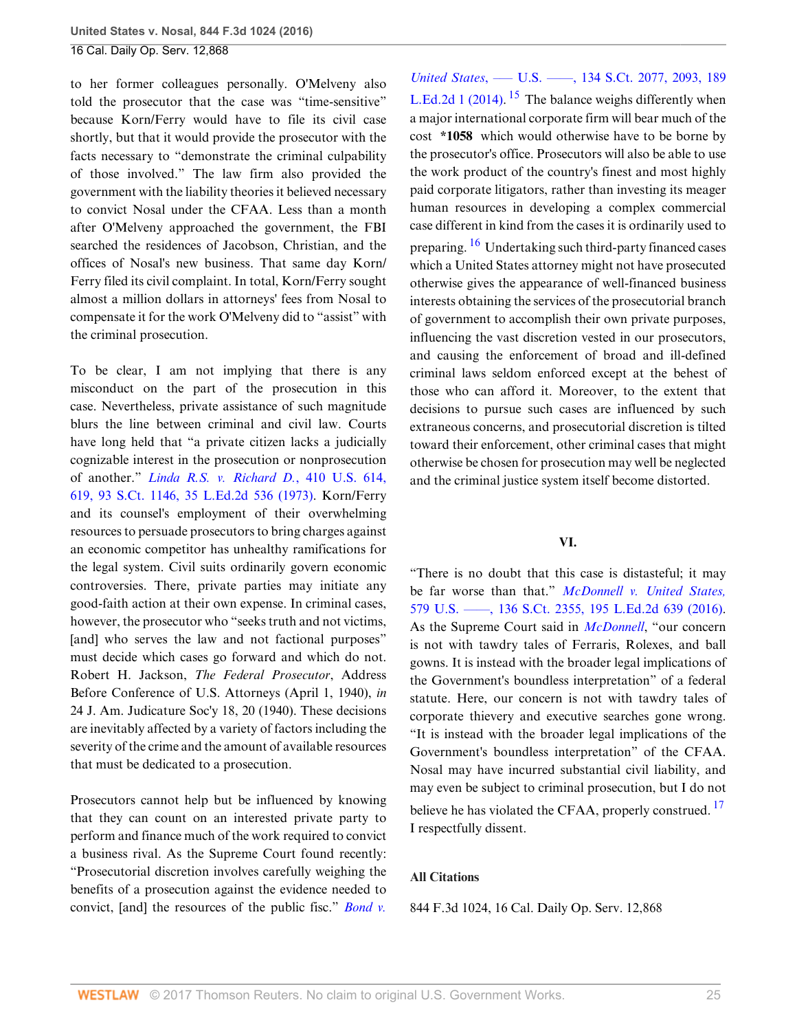to her former colleagues personally. O'Melveny also told the prosecutor that the case was "time-sensitive" because Korn/Ferry would have to file its civil case shortly, but that it would provide the prosecutor with the facts necessary to "demonstrate the criminal culpability of those involved." The law firm also provided the government with the liability theories it believed necessary to convict Nosal under the CFAA. Less than a month after O'Melveny approached the government, the FBI searched the residences of Jacobson, Christian, and the offices of Nosal's new business. That same day Korn/Ferry filed its civil complaint. In total, Korn/Ferry sought almost a million dollars in attorneys' fees from Nosal to compensate it for the work O'Melveny did to "assist" with the criminal prosecution.

To be clear, I am not implying that there is any misconduct on the part of the prosecution in this case. Nevertheless, private assistance of such magnitude blurs the line between criminal and civil law. Courts have long held that "a private citizen lacks a judicially cognizable interest in the prosecution or nonprosecution of another." *Linda R.S. v. Richard D.*, 410 U.S. 614, 619, 93 S.Ct. 1146, 35 L.Ed.2d 536 (1973). Korn/Ferry and its counsel's employment of their overwhelming resources to persuade prosecutors to bring charges against an economic competitor has unhealthy ramifications for the legal system. Civil suits ordinarily govern economic controversies. There, private parties may initiate any good-faith action at their own expense. In criminal cases, however, the prosecutor who "seeks truth and not victims, [and] who serves the law and not factional purposes" must decide which cases go forward and which do not. Robert H. Jackson, *The Federal Prosecutor*, Address Before Conference of U.S. Attorneys (April 1, 1940), *in* 24 J. Am. Judicature Soc'y 18, 20 (1940). These decisions are inevitably affected by a variety of factors including the severity of the crime and the amount of available resources that must be dedicated to a prosecution.

Prosecutors cannot help but be influenced by knowing that they can count on an interested private party to perform and finance much of the work required to convict a business rival. As the Supreme Court found recently: "Prosecutorial discretion involves carefully weighing the benefits of a prosecution against the evidence needed to convict, [and] the resources of the public fisc." *Bond v. United States*, ––– U.S. ––––, 134 S.Ct. 2077, 2093, 189 L.Ed.2d 1 (2014).[15] The balance weighs differently when a major international corporate firm will bear much of the cost **\*1058** which would otherwise have to be borne by the prosecutor's office. Prosecutors will also be able to use the work product of the country's finest and most highly paid corporate litigators, rather than investing its meager human resources in developing a complex commercial case different in kind from the cases it is ordinarily used to preparing.[16] Undertaking such third-party financed cases which a United States attorney might not have prosecuted otherwise gives the appearance of well-financed business interests obtaining the services of the prosecutorial branch of government to accomplish their own private purposes, influencing the vast discretion vested in our prosecutors, and causing the enforcement of broad and ill-defined criminal laws seldom enforced except at the behest of those who can afford it. Moreover, to the extent that decisions to pursue such cases are influenced by such extraneous concerns, and prosecutorial discretion is tilted toward their enforcement, other criminal cases that might otherwise be chosen for prosecution may well be neglected and the criminal justice system itself become distorted.

## VI.

"There is no doubt that this case is distasteful; it may be far worse than that." *McDonnell v. United States*, 579 U.S. ––––, 136 S.Ct. 2355, 195 L.Ed.2d 639 (2016). As the Supreme Court said in *McDonnell*, "our concern is not with tawdry tales of Ferraris, Rolexes, and ball gowns. It is instead with the broader legal implications of the Government's boundless interpretation" of a federal statute. Here, our concern is not with tawdry tales of corporate thievery and executive searches gone wrong. "It is instead with the broader legal implications of the Government's boundless interpretation" of the CFAA. Nosal may have incurred substantial civil liability, and may even be subject to criminal prosecution, but I do not believe he has violated the CFAA, properly construed.[17] I respectfully dissent.

### All Citations

844 F.3d 1024, 16 Cal. Daily Op. Serv. 12,868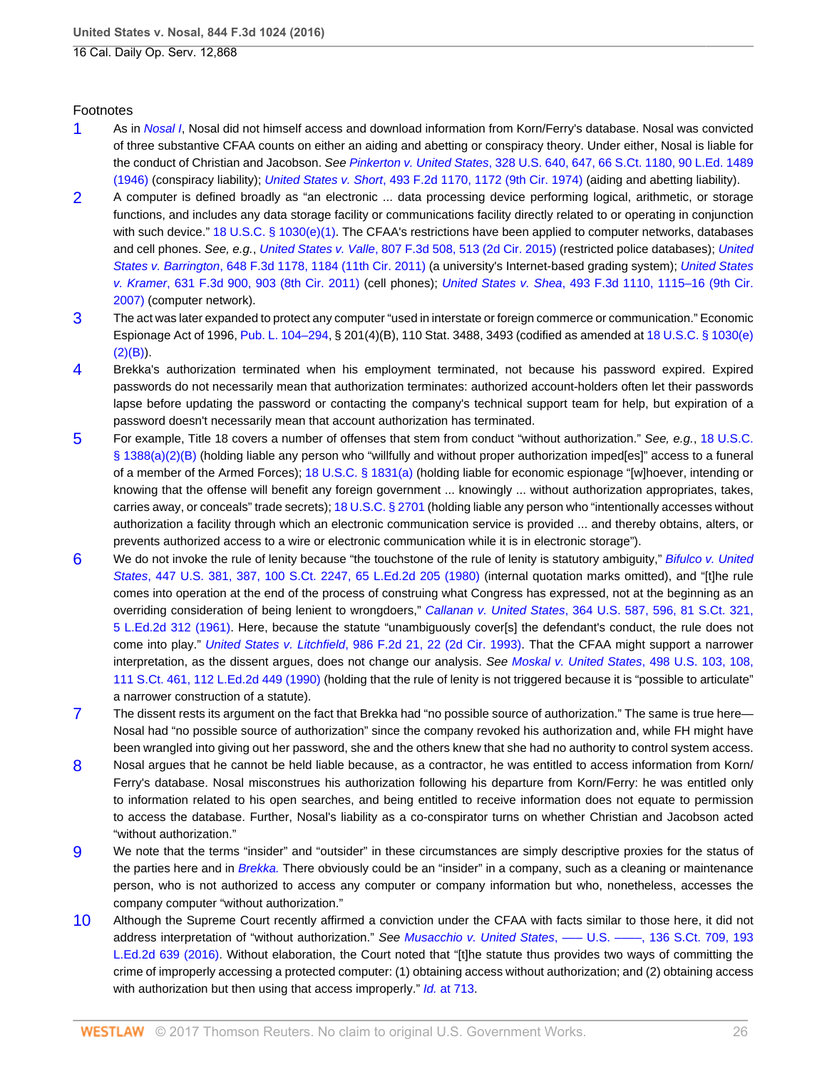Footnotes

1. As in *Nosal I*, Nosal did not himself access and download information from Korn/Ferry's database. Nosal was convicted of three substantive CFAA counts on either an aiding and abetting or conspiracy theory. Under either, Nosal is liable for the conduct of Christian and Jacobson. *See* *Pinkerton v. United States*, 328 U.S. 640, 647, 66 S.Ct. 1180, 90 L.Ed. 1489 (1946) (conspiracy liability); *United States v. Short*, 493 F.2d 1170, 1172 (9th Cir. 1974) (aiding and abetting liability).

2. A computer is defined broadly as "an electronic ... data processing device performing logical, arithmetic, or storage functions, and includes any data storage facility or communications facility directly related to or operating in conjunction with such device." 18 U.S.C. § 1030(e)(1). The CFAA's restrictions have been applied to computer networks, databases and cell phones. *See, e.g.*, *United States v. Valle*, 807 F.3d 508, 513 (2d Cir. 2015) (restricted police databases); *United States v. Barrington*, 648 F.3d 1178, 1184 (11th Cir. 2011) (a university's Internet-based grading system); *United States v. Kramer*, 631 F.3d 900, 903 (8th Cir. 2011) (cell phones); *United States v. Shea*, 493 F.3d 1110, 1115–16 (9th Cir. 2007) (computer network).

3. The act was later expanded to protect any computer "used in interstate or foreign commerce or communication." Economic Espionage Act of 1996, Pub. L. 104–294, § 201(4)(B), 110 Stat. 3488, 3493 (codified as amended at 18 U.S.C. § 1030(e)(2)(B)).

4. Brekka's authorization terminated when his employment terminated, not because his password expired. Expired passwords do not necessarily mean that authorization terminates: authorized account-holders often let their passwords lapse before updating the password or contacting the company's technical support team for help, but expiration of a password doesn't necessarily mean that account authorization has terminated.

5. For example, Title 18 covers a number of offenses that stem from conduct "without authorization." *See, e.g.*, 18 U.S.C. § 1388(a)(2)(B) (holding liable any person who "willfully and without proper authorization imped[es]" access to a funeral of a member of the Armed Forces); 18 U.S.C. § 1831(a) (holding liable for economic espionage "[w]hoever, intending or knowing that the offense will benefit any foreign government ... knowingly ... without authorization appropriates, takes, carries away, or conceals" trade secrets); 18 U.S.C. § 2701 (holding liable any person who "intentionally accesses without authorization a facility through which an electronic communication service is provided ... and thereby obtains, alters, or prevents authorized access to a wire or electronic communication while it is in electronic storage").

6. We do not invoke the rule of lenity because "the touchstone of the rule of lenity is statutory ambiguity," *Bifulco v. United States*, 447 U.S. 381, 387, 100 S.Ct. 2247, 65 L.Ed.2d 205 (1980) (internal quotation marks omitted), and "[t]he rule comes into operation at the end of the process of construing what Congress has expressed, not at the beginning as an overriding consideration of being lenient to wrongdoers," *Callanan v. United States*, 364 U.S. 587, 596, 81 S.Ct. 321, 5 L.Ed.2d 312 (1961). Here, because the statute "unambiguously cover[s] the defendant's conduct, the rule does not come into play." *United States v. Litchfield*, 986 F.2d 21, 22 (2d Cir. 1993). That the CFAA might support a narrower interpretation, as the dissent argues, does not change our analysis. *See* *Moskal v. United States*, 498 U.S. 103, 108, 111 S.Ct. 461, 112 L.Ed.2d 449 (1990) (holding that the rule of lenity is not triggered because it is "possible to articulate" a narrower construction of a statute).

7. The dissent rests its argument on the fact that Brekka had "no possible source of authorization." The same is true here—Nosal had "no possible source of authorization" since the company revoked his authorization and, while FH might have been wrangled into giving out her password, she and the others knew that she had no authority to control system access.

8. Nosal argues that he cannot be held liable because, as a contractor, he was entitled to access information from Korn/Ferry's database. Nosal misconstrues his authorization following his departure from Korn/Ferry: he was entitled only to information related to his open searches, and being entitled to receive information does not equate to permission to access the database. Further, Nosal's liability as a co-conspirator turns on whether Christian and Jacobson acted "without authorization."

9. We note that the terms "insider" and "outsider" in these circumstances are simply descriptive proxies for the status of the parties here and in *Brekka.* There obviously could be an "insider" in a company, such as a cleaning or maintenance person, who is not authorized to access any computer or company information but who, nonetheless, accesses the company computer "without authorization."

10. Although the Supreme Court recently affirmed a conviction under the CFAA with facts similar to those here, it did not address interpretation of "without authorization." *See* *Musacchio v. United States*, ––– U.S. ––––, 136 S.Ct. 709, 193 L.Ed.2d 639 (2016). Without elaboration, the Court noted that "[t]he statute thus provides two ways of committing the crime of improperly accessing a protected computer: (1) obtaining access without authorization; and (2) obtaining access with authorization but then using that access improperly." *Id.* at 713.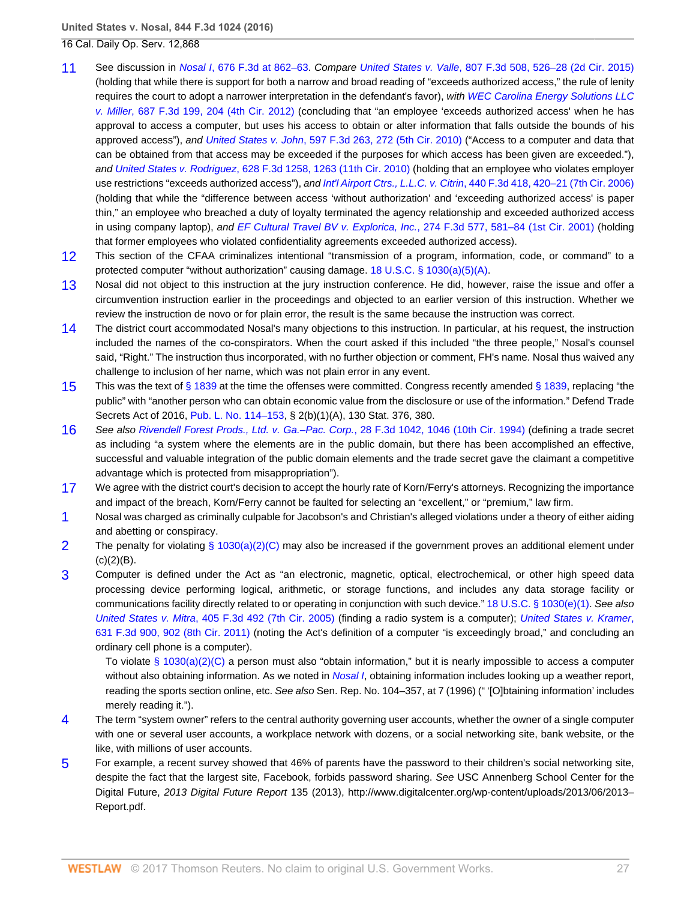11 See discussion in *Nosal I*, 676 F.3d at 862–63. *Compare* *United States v. Valle*, 807 F.3d 508, 526–28 (2d Cir. 2015) (holding that while there is support for both a narrow and broad reading of "exceeds authorized access," the rule of lenity requires the court to adopt a narrower interpretation in the defendant's favor), *with* *WEC Carolina Energy Solutions LLC v. Miller*, 687 F.3d 199, 204 (4th Cir. 2012) (concluding that "an employee 'exceeds authorized access' when he has approval to access a computer, but uses his access to obtain or alter information that falls outside the bounds of his approved access"), *and* *United States v. John*, 597 F.3d 263, 272 (5th Cir. 2010) ("Access to a computer and data that can be obtained from that access may be exceeded if the purposes for which access has been given are exceeded."), *and* *United States v. Rodriguez*, 628 F.3d 1258, 1263 (11th Cir. 2010) (holding that an employee who violates employer use restrictions "exceeds authorized access"), *and* *Int'l Airport Ctrs., L.L.C. v. Citrin*, 440 F.3d 418, 420–21 (7th Cir. 2006) (holding that while the "difference between access 'without authorization' and 'exceeding authorized access' is paper thin," an employee who breached a duty of loyalty terminated the agency relationship and exceeded authorized access in using company laptop), *and* *EF Cultural Travel BV v. Explorica, Inc.*, 274 F.3d 577, 581–84 (1st Cir. 2001) (holding that former employees who violated confidentiality agreements exceeded authorized access).

12 This section of the CFAA criminalizes intentional "transmission of a program, information, code, or command" to a protected computer "without authorization" causing damage. 18 U.S.C. § 1030(a)(5)(A).

13 Nosal did not object to this instruction at the jury instruction conference. He did, however, raise the issue and offer a circumvention instruction earlier in the proceedings and objected to an earlier version of this instruction. Whether we review the instruction de novo or for plain error, the result is the same because the instruction was correct.

14 The district court accommodated Nosal's many objections to this instruction. In particular, at his request, the instruction included the names of the co-conspirators. When the court asked if this included "the three people," Nosal's counsel said, "Right." The instruction thus incorporated, with no further objection or comment, FH's name. Nosal thus waived any challenge to inclusion of her name, which was not plain error in any event.

15 This was the text of § 1839 at the time the offenses were committed. Congress recently amended § 1839, replacing "the public" with "another person who can obtain economic value from the disclosure or use of the information." Defend Trade Secrets Act of 2016, Pub. L. No. 114–153, § 2(b)(1)(A), 130 Stat. 376, 380.

16 *See also* *Rivendell Forest Prods., Ltd. v. Ga.–Pac. Corp.*, 28 F.3d 1042, 1046 (10th Cir. 1994) (defining a trade secret as including "a system where the elements are in the public domain, but there has been accomplished an effective, successful and valuable integration of the public domain elements and the trade secret gave the claimant a competitive advantage which is protected from misappropriation").

17 We agree with the district court's decision to accept the hourly rate of Korn/Ferry's attorneys. Recognizing the importance and impact of the breach, Korn/Ferry cannot be faulted for selecting an "excellent," or "premium," law firm.

1 Nosal was charged as criminally culpable for Jacobson's and Christian's alleged violations under a theory of either aiding and abetting or conspiracy.

2 The penalty for violating § 1030(a)(2)(C) may also be increased if the government proves an additional element under (c)(2)(B).

3 Computer is defined under the Act as "an electronic, magnetic, optical, electrochemical, or other high speed data processing device performing logical, arithmetic, or storage functions, and includes any data storage facility or communications facility directly related to or operating in conjunction with such device." 18 U.S.C. § 1030(e)(1). *See also* *United States v. Mitra*, 405 F.3d 492 (7th Cir. 2005) (finding a radio system is a computer); *United States v. Kramer*, 631 F.3d 900, 902 (8th Cir. 2011) (noting the Act's definition of a computer "is exceedingly broad," and concluding an ordinary cell phone is a computer).

To violate § 1030(a)(2)(C) a person must also "obtain information," but it is nearly impossible to access a computer without also obtaining information. As we noted in *Nosal I*, obtaining information includes looking up a weather report, reading the sports section online, etc. *See also* Sen. Rep. No. 104–357, at 7 (1996) (" '[O]btaining information' includes merely reading it.").

4 The term "system owner" refers to the central authority governing user accounts, whether the owner of a single computer with one or several user accounts, a workplace network with dozens, or a social networking site, bank website, or the like, with millions of user accounts.

5 For example, a recent survey showed that 46% of parents have the password to their children's social networking site, despite the fact that the largest site, Facebook, forbids password sharing. *See* USC Annenberg School Center for the Digital Future, *2013 Digital Future Report* 135 (2013), http://www.digitalcenter.org/wp-content/uploads/2013/06/2013–Report.pdf.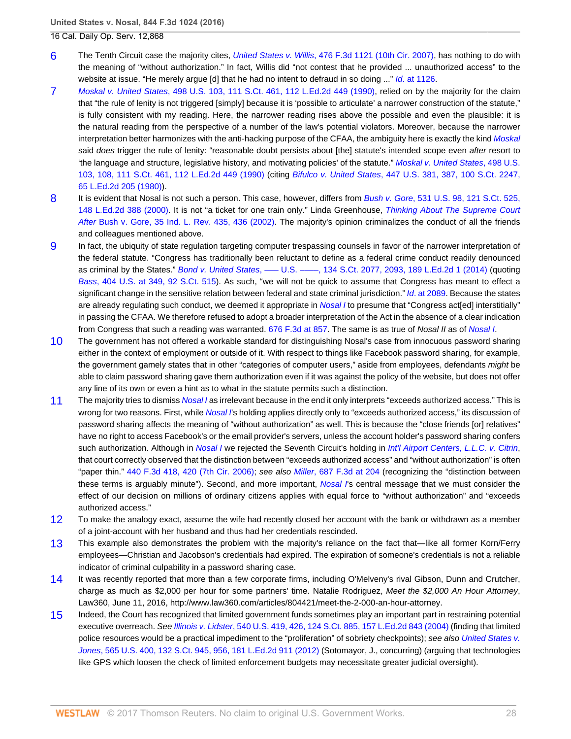6 The Tenth Circuit case the majority cites, *United States v. Willis*, 476 F.3d 1121 (10th Cir. 2007), has nothing to do with the meaning of "without authorization." In fact, Willis did "not contest that he provided ... unauthorized access" to the website at issue. "He merely argue [d] that he had no intent to defraud in so doing ..." *Id*. at 1126.

7 *Moskal v. United States*, 498 U.S. 103, 111 S.Ct. 461, 112 L.Ed.2d 449 (1990), relied on by the majority for the claim that "the rule of lenity is not triggered [simply] because it is 'possible to articulate' a narrower construction of the statute," is fully consistent with my reading. Here, the narrower reading rises above the possible and even the plausible: it is the natural reading from the perspective of a number of the law's potential violators. Moreover, because the narrower interpretation better harmonizes with the anti-hacking purpose of the CFAA, the ambiguity here is exactly the kind *Moskal* said *does* trigger the rule of lenity: "reasonable doubt persists about [the] statute's intended scope even *after* resort to 'the language and structure, legislative history, and motivating policies' of the statute." *Moskal v. United States*, 498 U.S. 103, 108, 111 S.Ct. 461, 112 L.Ed.2d 449 (1990) (citing *Bifulco v. United States*, 447 U.S. 381, 387, 100 S.Ct. 2247, 65 L.Ed.2d 205 (1980)).

8 It is evident that Nosal is not such a person. This case, however, differs from *Bush v. Gore*, 531 U.S. 98, 121 S.Ct. 525, 148 L.Ed.2d 388 (2000). It is not "a ticket for one train only." Linda Greenhouse, *Thinking About The Supreme Court After* Bush v. Gore, 35 Ind. L. Rev. 435, 436 (2002). The majority's opinion criminalizes the conduct of all the friends and colleagues mentioned above.

9 In fact, the ubiquity of state regulation targeting computer trespassing counsels in favor of the narrower interpretation of the federal statute. "Congress has traditionally been reluctant to define as a federal crime conduct readily denounced as criminal by the States." *Bond v. United States*, ––– U.S. ––––, 134 S.Ct. 2077, 2093, 189 L.Ed.2d 1 (2014) (quoting *Bass*, 404 U.S. at 349, 92 S.Ct. 515). As such, "we will not be quick to assume that Congress has meant to effect a significant change in the sensitive relation between federal and state criminal jurisdiction." *Id*. at 2089. Because the states are already regulating such conduct, we deemed it appropriate in *Nosal I* to presume that "Congress act[ed] interstitially" in passing the CFAA. We therefore refused to adopt a broader interpretation of the Act in the absence of a clear indication from Congress that such a reading was warranted. 676 F.3d at 857. The same is as true of *Nosal II* as of *Nosal I*.

10 The government has not offered a workable standard for distinguishing Nosal's case from innocuous password sharing either in the context of employment or outside of it. With respect to things like Facebook password sharing, for example, the government gamely states that in other "categories of computer users," aside from employees, defendants *might* be able to claim password sharing gave them authorization even if it was against the policy of the website, but does not offer any line of its own or even a hint as to what in the statute permits such a distinction.

11 The majority tries to dismiss *Nosal I* as irrelevant because in the end it only interprets "exceeds authorized access." This is wrong for two reasons. First, while *Nosal I*'s holding applies directly only to "exceeds authorized access," its discussion of password sharing affects the meaning of "without authorization" as well. This is because the "close friends [or] relatives" have no right to access Facebook's or the email provider's servers, unless the account holder's password sharing confers such authorization. Although in *Nosal I* we rejected the Seventh Circuit's holding in *Int'l Airport Centers, L.L.C. v. Citrin*, that court correctly observed that the distinction between "exceeds authorized access" and "without authorization" is often "paper thin." 440 F.3d 418, 420 (7th Cir. 2006); *see also Miller*, 687 F.3d at 204 (recognizing the "distinction between these terms is arguably minute"). Second, and more important, *Nosal I*'s central message that we must consider the effect of our decision on millions of ordinary citizens applies with equal force to "without authorization" and "exceeds authorized access."

12 To make the analogy exact, assume the wife had recently closed her account with the bank or withdrawn as a member of a joint-account with her husband and thus had her credentials rescinded.

13 This example also demonstrates the problem with the majority's reliance on the fact that—like all former Korn/Ferry employees—Christian and Jacobson's credentials had expired. The expiration of someone's credentials is not a reliable indicator of criminal culpability in a password sharing case.

14 It was recently reported that more than a few corporate firms, including O'Melveny's rival Gibson, Dunn and Crutcher, charge as much as $2,000 per hour for some partners' time. Natalie Rodriguez, *Meet the $2,000 An Hour Attorney*, Law360, June 11, 2016, http://www.law360.com/articles/804421/meet-the-2-000-an-hour-attorney.

15 Indeed, the Court has recognized that limited government funds sometimes play an important part in restraining potential executive overreach. *See Illinois v. Lidster*, 540 U.S. 419, 426, 124 S.Ct. 885, 157 L.Ed.2d 843 (2004) (finding that limited police resources would be a practical impediment to the "proliferation" of sobriety checkpoints); *see also United States v. Jones*, 565 U.S. 400, 132 S.Ct. 945, 956, 181 L.Ed.2d 911 (2012) (Sotomayor, J., concurring) (arguing that technologies like GPS which loosen the check of limited enforcement budgets may necessitate greater judicial oversight).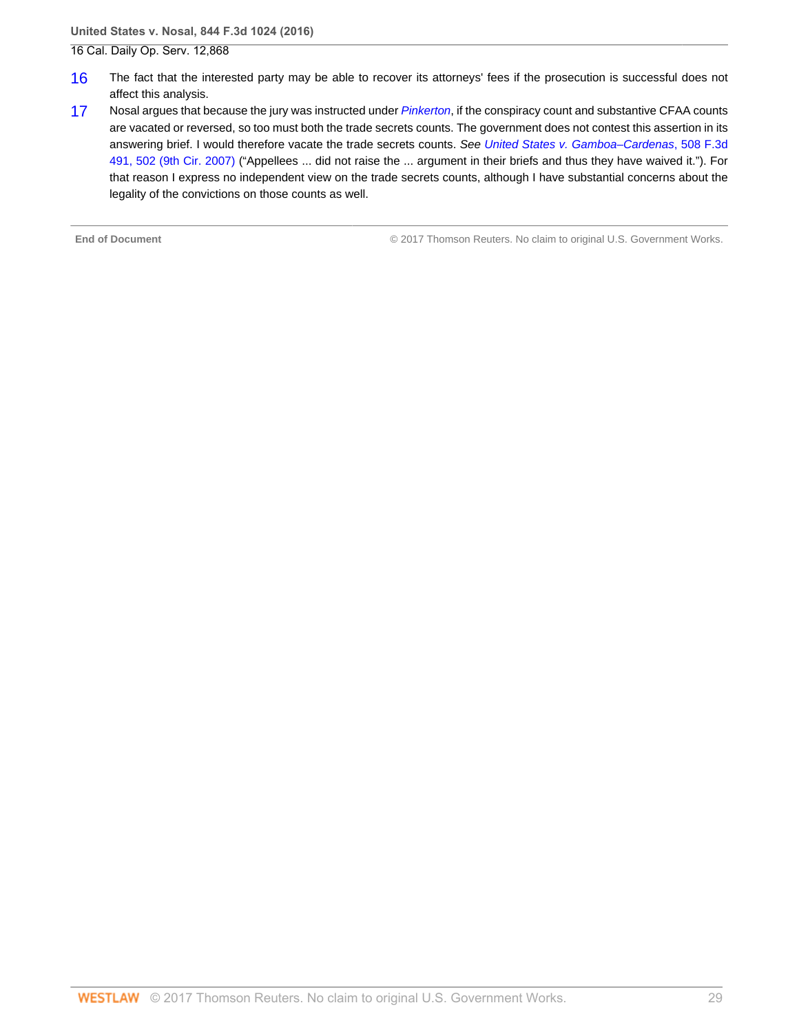16 The fact that the interested party may be able to recover its attorneys' fees if the prosecution is successful does not affect this analysis.

17 Nosal argues that because the jury was instructed under *Pinkerton*, if the conspiracy count and substantive CFAA counts are vacated or reversed, so too must both the trade secrets counts. The government does not contest this assertion in its answering brief. I would therefore vacate the trade secrets counts. *See United States v. Gamboa–Cardenas*, 508 F.3d 491, 502 (9th Cir. 2007) ("Appellees ... did not raise the ... argument in their briefs and thus they have waived it."). For that reason I express no independent view on the trade secrets counts, although I have substantial concerns about the legality of the convictions on those counts as well.

**End of Document** © 2017 Thomson Reuters. No claim to original U.S. Government Works.